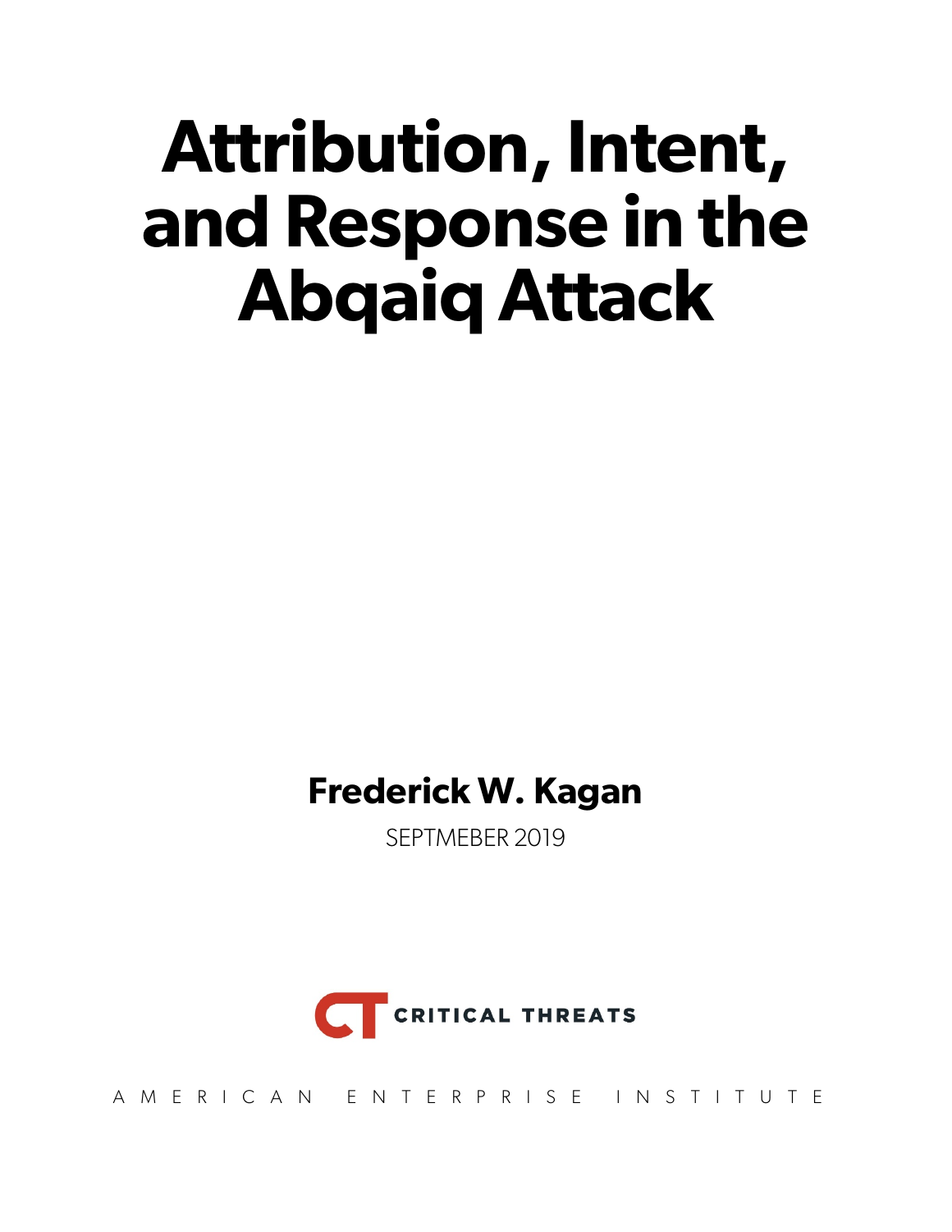# Attribution, Intent, and Response in the Abqaiq Attack

**Frederick W. Kagan**

SEPTMEBER 2019

CRITICAL THREATS

AMERICAN ENTERPRISE INSTITUTE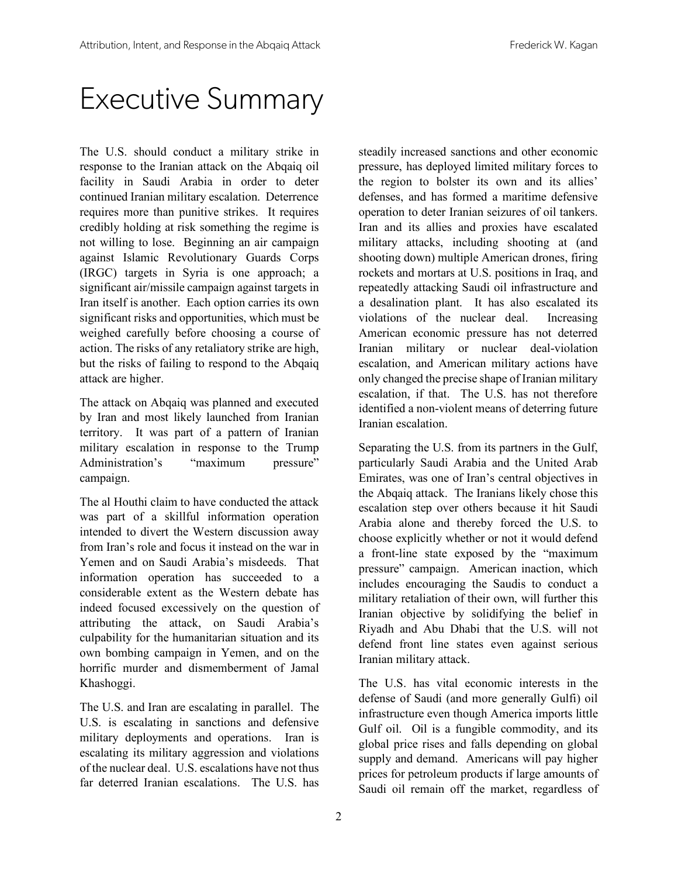# Executive Summary

The U.S. should conduct a military strike in response to the Iranian attack on the Abqaiq oil facility in Saudi Arabia in order to deter continued Iranian military escalation. Deterrence requires more than punitive strikes. It requires credibly holding at risk something the regime is not willing to lose. Beginning an air campaign against Islamic Revolutionary Guards Corps (IRGC) targets in Syria is one approach; a significant air/missile campaign against targets in Iran itself is another. Each option carries its own significant risks and opportunities, which must be weighed carefully before choosing a course of action. The risks of any retaliatory strike are high, but the risks of failing to respond to the Abqaiq attack are higher.

The attack on Abqaiq was planned and executed by Iran and most likely launched from Iranian territory. It was part of a pattern of Iranian military escalation in response to the Trump Administration's "maximum pressure" campaign.

The al Houthi claim to have conducted the attack was part of a skillful information operation intended to divert the Western discussion away from Iran's role and focus it instead on the war in Yemen and on Saudi Arabia's misdeeds. That information operation has succeeded to a considerable extent as the Western debate has indeed focused excessively on the question of attributing the attack, on Saudi Arabia's culpability for the humanitarian situation and its own bombing campaign in Yemen, and on the horrific murder and dismemberment of Jamal Khashoggi.

The U.S. and Iran are escalating in parallel. The U.S. is escalating in sanctions and defensive military deployments and operations. Iran is escalating its military aggression and violations of the nuclear deal. U.S. escalations have not thus far deterred Iranian escalations. The U.S. has steadily increased sanctions and other economic pressure, has deployed limited military forces to the region to bolster its own and its allies' defenses, and has formed a maritime defensive operation to deter Iranian seizures of oil tankers. Iran and its allies and proxies have escalated military attacks, including shooting at (and shooting down) multiple American drones, firing rockets and mortars at U.S. positions in Iraq, and repeatedly attacking Saudi oil infrastructure and a desalination plant. It has also escalated its violations of the nuclear deal. Increasing American economic pressure has not deterred Iranian military or nuclear deal-violation escalation, and American military actions have only changed the precise shape of Iranian military escalation, if that. The U.S. has not therefore identified a non-violent means of deterring future Iranian escalation.

Separating the U.S. from its partners in the Gulf, particularly Saudi Arabia and the United Arab Emirates, was one of Iran's central objectives in the Abqaiq attack. The Iranians likely chose this escalation step over others because it hit Saudi Arabia alone and thereby forced the U.S. to choose explicitly whether or not it would defend a front-line state exposed by the "maximum pressure" campaign. American inaction, which includes encouraging the Saudis to conduct a military retaliation of their own, will further this Iranian objective by solidifying the belief in Riyadh and Abu Dhabi that the U.S. will not defend front line states even against serious Iranian military attack.

The U.S. has vital economic interests in the defense of Saudi (and more generally Gulfi) oil infrastructure even though America imports little Gulf oil. Oil is a fungible commodity, and its global price rises and falls depending on global supply and demand. Americans will pay higher prices for petroleum products if large amounts of Saudi oil remain off the market, regardless of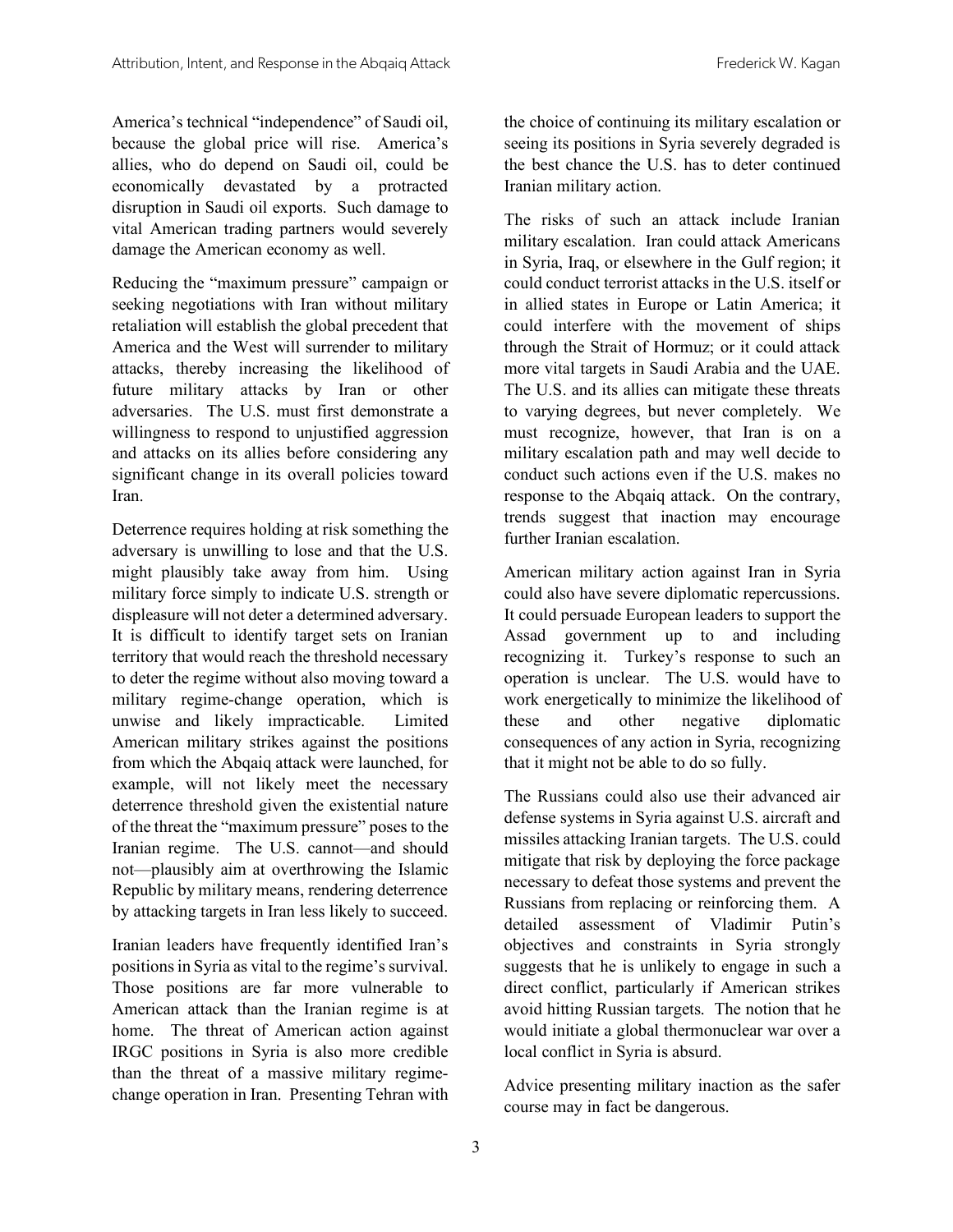America's technical "independence" of Saudi oil, because the global price will rise. America's allies, who do depend on Saudi oil, could be economically devastated by a protracted disruption in Saudi oil exports. Such damage to vital American trading partners would severely damage the American economy as well.

Reducing the "maximum pressure" campaign or seeking negotiations with Iran without military retaliation will establish the global precedent that America and the West will surrender to military attacks, thereby increasing the likelihood of future military attacks by Iran or other adversaries. The U.S. must first demonstrate a willingness to respond to unjustified aggression and attacks on its allies before considering any significant change in its overall policies toward Iran.

Deterrence requires holding at risk something the adversary is unwilling to lose and that the U.S. might plausibly take away from him. Using military force simply to indicate U.S. strength or displeasure will not deter a determined adversary. It is difficult to identify target sets on Iranian territory that would reach the threshold necessary to deter the regime without also moving toward a military regime-change operation, which is unwise and likely impracticable. Limited American military strikes against the positions from which the Abqaiq attack were launched, for example, will not likely meet the necessary deterrence threshold given the existential nature of the threat the "maximum pressure" poses to the Iranian regime. The U.S. cannot—and should not—plausibly aim at overthrowing the Islamic Republic by military means, rendering deterrence by attacking targets in Iran less likely to succeed.

Iranian leaders have frequently identified Iran's positions in Syria as vital to the regime's survival. Those positions are far more vulnerable to American attack than the Iranian regime is at home. The threat of American action against IRGC positions in Syria is also more credible than the threat of a massive military regime-change operation in Iran. Presenting Tehran with the choice of continuing its military escalation or seeing its positions in Syria severely degraded is the best chance the U.S. has to deter continued Iranian military action.

The risks of such an attack include Iranian military escalation. Iran could attack Americans in Syria, Iraq, or elsewhere in the Gulf region; it could conduct terrorist attacks in the U.S. itself or in allied states in Europe or Latin America; it could interfere with the movement of ships through the Strait of Hormuz; or it could attack more vital targets in Saudi Arabia and the UAE. The U.S. and its allies can mitigate these threats to varying degrees, but never completely. We must recognize, however, that Iran is on a military escalation path and may well decide to conduct such actions even if the U.S. makes no response to the Abqaiq attack. On the contrary, trends suggest that inaction may encourage further Iranian escalation.

American military action against Iran in Syria could also have severe diplomatic repercussions. It could persuade European leaders to support the Assad government up to and including recognizing it. Turkey's response to such an operation is unclear. The U.S. would have to work energetically to minimize the likelihood of these and other negative diplomatic consequences of any action in Syria, recognizing that it might not be able to do so fully.

The Russians could also use their advanced air defense systems in Syria against U.S. aircraft and missiles attacking Iranian targets. The U.S. could mitigate that risk by deploying the force package necessary to defeat those systems and prevent the Russians from replacing or reinforcing them. A detailed assessment of Vladimir Putin's objectives and constraints in Syria strongly suggests that he is unlikely to engage in such a direct conflict, particularly if American strikes avoid hitting Russian targets. The notion that he would initiate a global thermonuclear war over a local conflict in Syria is absurd.

Advice presenting military inaction as the safer course may in fact be dangerous.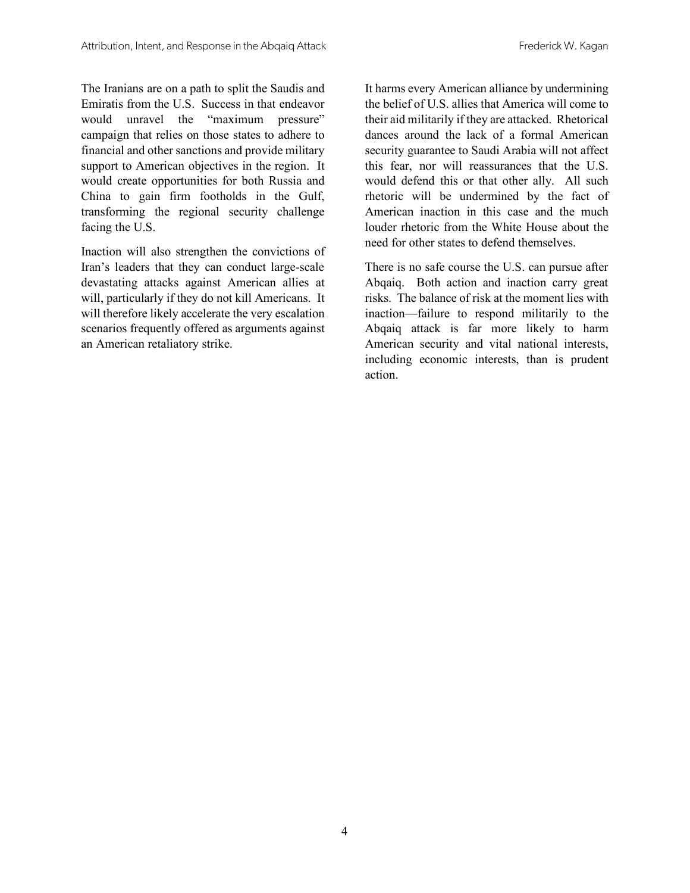The Iranians are on a path to split the Saudis and Emiratis from the U.S. Success in that endeavor would unravel the "maximum pressure" campaign that relies on those states to adhere to financial and other sanctions and provide military support to American objectives in the region. It would create opportunities for both Russia and China to gain firm footholds in the Gulf, transforming the regional security challenge facing the U.S.

Inaction will also strengthen the convictions of Iran's leaders that they can conduct large-scale devastating attacks against American allies at will, particularly if they do not kill Americans. It will therefore likely accelerate the very escalation scenarios frequently offered as arguments against an American retaliatory strike.

It harms every American alliance by undermining the belief of U.S. allies that America will come to their aid militarily if they are attacked. Rhetorical dances around the lack of a formal American security guarantee to Saudi Arabia will not affect this fear, nor will reassurances that the U.S. would defend this or that other ally. All such rhetoric will be undermined by the fact of American inaction in this case and the much louder rhetoric from the White House about the need for other states to defend themselves.

There is no safe course the U.S. can pursue after Abqaiq. Both action and inaction carry great risks. The balance of risk at the moment lies with inaction—failure to respond militarily to the Abqaiq attack is far more likely to harm American security and vital national interests, including economic interests, than is prudent action.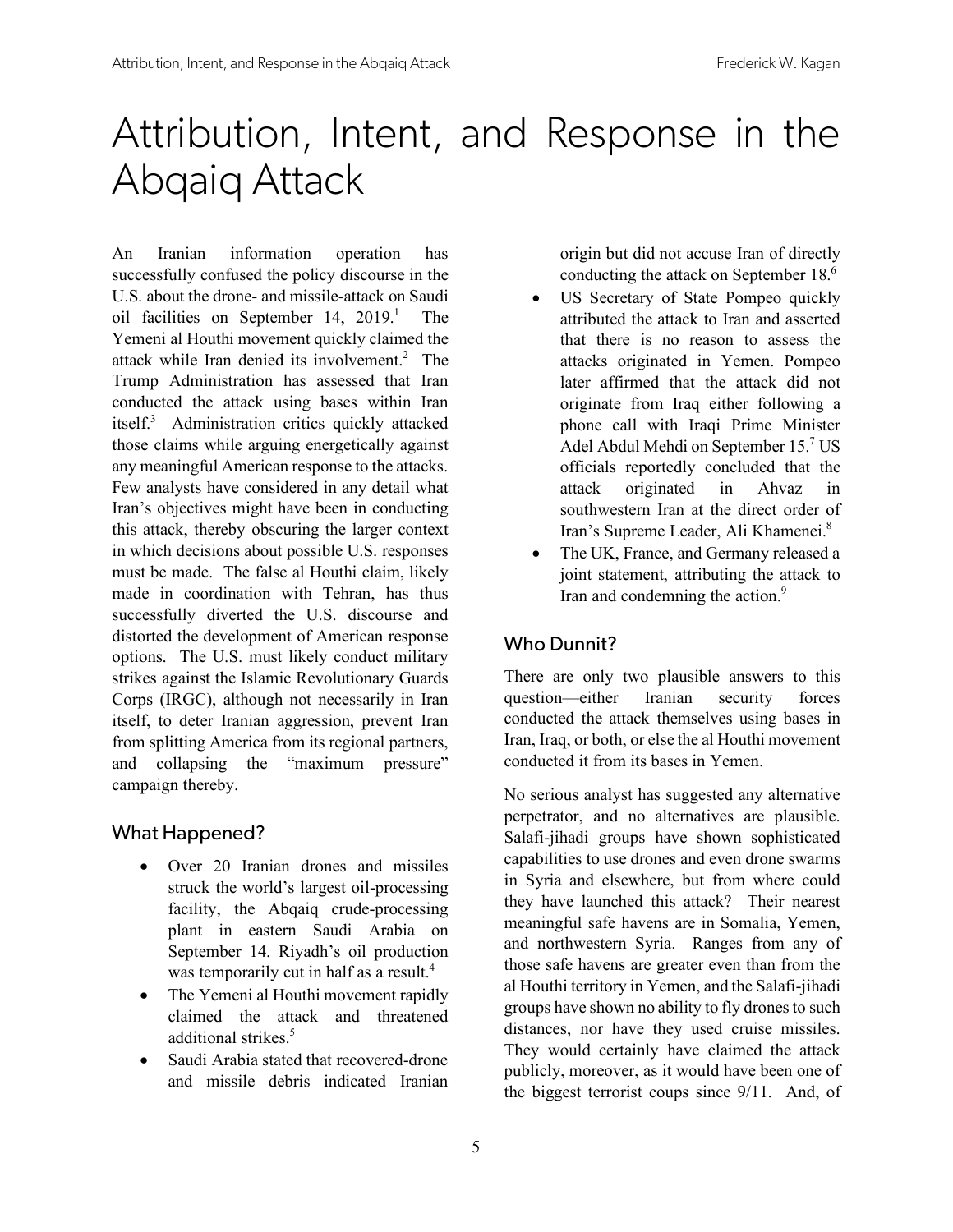# Attribution, Intent, and Response in the Abqaiq Attack

An Iranian information operation has successfully confused the policy discourse in the U.S. about the drone- and missile-attack on Saudi oil facilities on September 14, 2019.[1] The Yemeni al Houthi movement quickly claimed the attack while Iran denied its involvement.[2] The Trump Administration has assessed that Iran conducted the attack using bases within Iran itself.[3] Administration critics quickly attacked those claims while arguing energetically against any meaningful American response to the attacks. Few analysts have considered in any detail what Iran's objectives might have been in conducting this attack, thereby obscuring the larger context in which decisions about possible U.S. responses must be made. The false al Houthi claim, likely made in coordination with Tehran, has thus successfully diverted the U.S. discourse and distorted the development of American response options. The U.S. must likely conduct military strikes against the Islamic Revolutionary Guards Corps (IRGC), although not necessarily in Iran itself, to deter Iranian aggression, prevent Iran from splitting America from its regional partners, and collapsing the "maximum pressure" campaign thereby.

## What Happened?

- Over 20 Iranian drones and missiles struck the world's largest oil-processing facility, the Abqaiq crude-processing plant in eastern Saudi Arabia on September 14. Riyadh's oil production was temporarily cut in half as a result.[4]
- The Yemeni al Houthi movement rapidly claimed the attack and threatened additional strikes.[5]
- Saudi Arabia stated that recovered-drone and missile debris indicated Iranian origin but did not accuse Iran of directly conducting the attack on September 18.[6]
- US Secretary of State Pompeo quickly attributed the attack to Iran and asserted that there is no reason to assess the attacks originated in Yemen. Pompeo later affirmed that the attack did not originate from Iraq either following a phone call with Iraqi Prime Minister Adel Abdul Mehdi on September 15.[7] US officials reportedly concluded that the attack originated in Ahvaz in southwestern Iran at the direct order of Iran's Supreme Leader, Ali Khamenei.[8]
- The UK, France, and Germany released a joint statement, attributing the attack to Iran and condemning the action.[9]

## Who Dunnit?

There are only two plausible answers to this question—either Iranian security forces conducted the attack themselves using bases in Iran, Iraq, or both, or else the al Houthi movement conducted it from its bases in Yemen.

No serious analyst has suggested any alternative perpetrator, and no alternatives are plausible. Salafi-jihadi groups have shown sophisticated capabilities to use drones and even drone swarms in Syria and elsewhere, but from where could they have launched this attack? Their nearest meaningful safe havens are in Somalia, Yemen, and northwestern Syria. Ranges from any of those safe havens are greater even than from the al Houthi territory in Yemen, and the Salafi-jihadi groups have shown no ability to fly drones to such distances, nor have they used cruise missiles. They would certainly have claimed the attack publicly, moreover, as it would have been one of the biggest terrorist coups since 9/11. And, of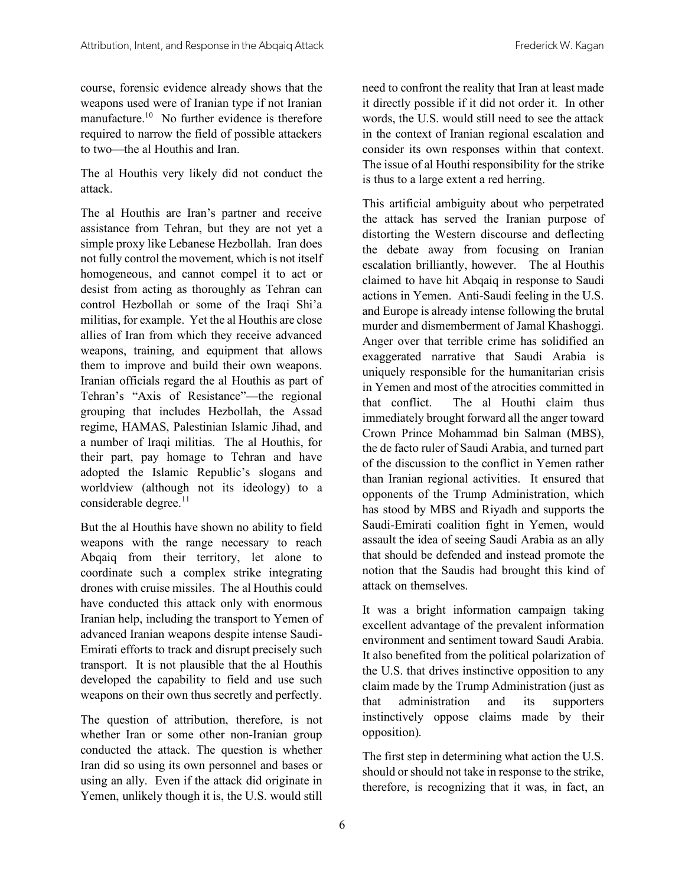course, forensic evidence already shows that the weapons used were of Iranian type if not Iranian manufacture.[10] No further evidence is therefore required to narrow the field of possible attackers to two—the al Houthis and Iran.

The al Houthis very likely did not conduct the attack.

The al Houthis are Iran's partner and receive assistance from Tehran, but they are not yet a simple proxy like Lebanese Hezbollah. Iran does not fully control the movement, which is not itself homogeneous, and cannot compel it to act or desist from acting as thoroughly as Tehran can control Hezbollah or some of the Iraqi Shi'a militias, for example. Yet the al Houthis are close allies of Iran from which they receive advanced weapons, training, and equipment that allows them to improve and build their own weapons. Iranian officials regard the al Houthis as part of Tehran's "Axis of Resistance"—the regional grouping that includes Hezbollah, the Assad regime, HAMAS, Palestinian Islamic Jihad, and a number of Iraqi militias. The al Houthis, for their part, pay homage to Tehran and have adopted the Islamic Republic's slogans and worldview (although not its ideology) to a considerable degree.[11]

But the al Houthis have shown no ability to field weapons with the range necessary to reach Abqaiq from their territory, let alone to coordinate such a complex strike integrating drones with cruise missiles. The al Houthis could have conducted this attack only with enormous Iranian help, including the transport to Yemen of advanced Iranian weapons despite intense Saudi-Emirati efforts to track and disrupt precisely such transport. It is not plausible that the al Houthis developed the capability to field and use such weapons on their own thus secretly and perfectly.

The question of attribution, therefore, is not whether Iran or some other non-Iranian group conducted the attack. The question is whether Iran did so using its own personnel and bases or using an ally. Even if the attack did originate in Yemen, unlikely though it is, the U.S. would still need to confront the reality that Iran at least made it directly possible if it did not order it. In other words, the U.S. would still need to see the attack in the context of Iranian regional escalation and consider its own responses within that context. The issue of al Houthi responsibility for the strike is thus to a large extent a red herring.

This artificial ambiguity about who perpetrated the attack has served the Iranian purpose of distorting the Western discourse and deflecting the debate away from focusing on Iranian escalation brilliantly, however. The al Houthis claimed to have hit Abqaiq in response to Saudi actions in Yemen. Anti-Saudi feeling in the U.S. and Europe is already intense following the brutal murder and dismemberment of Jamal Khashoggi. Anger over that terrible crime has solidified an exaggerated narrative that Saudi Arabia is uniquely responsible for the humanitarian crisis in Yemen and most of the atrocities committed in that conflict. The al Houthi claim thus immediately brought forward all the anger toward Crown Prince Mohammad bin Salman (MBS), the de facto ruler of Saudi Arabia, and turned part of the discussion to the conflict in Yemen rather than Iranian regional activities. It ensured that opponents of the Trump Administration, which has stood by MBS and Riyadh and supports the Saudi-Emirati coalition fight in Yemen, would assault the idea of seeing Saudi Arabia as an ally that should be defended and instead promote the notion that the Saudis had brought this kind of attack on themselves.

It was a bright information campaign taking excellent advantage of the prevalent information environment and sentiment toward Saudi Arabia. It also benefited from the political polarization of the U.S. that drives instinctive opposition to any claim made by the Trump Administration (just as that administration and its supporters instinctively oppose claims made by their opposition).

The first step in determining what action the U.S. should or should not take in response to the strike, therefore, is recognizing that it was, in fact, an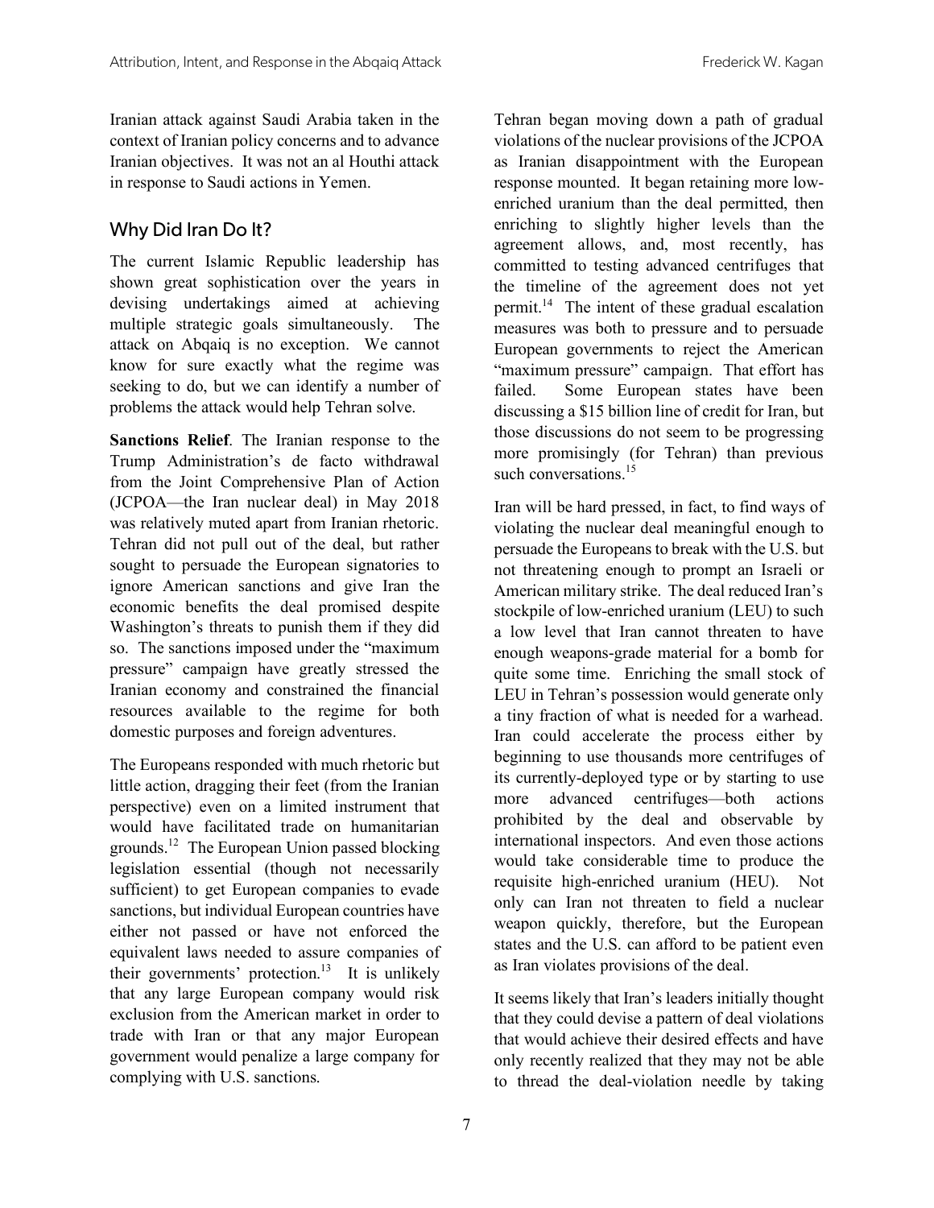Iranian attack against Saudi Arabia taken in the context of Iranian policy concerns and to advance Iranian objectives. It was not an al Houthi attack in response to Saudi actions in Yemen.

## Why Did Iran Do It?

The current Islamic Republic leadership has shown great sophistication over the years in devising undertakings aimed at achieving multiple strategic goals simultaneously. The attack on Abqaiq is no exception. We cannot know for sure exactly what the regime was seeking to do, but we can identify a number of problems the attack would help Tehran solve.

**Sanctions Relief**. The Iranian response to the Trump Administration's de facto withdrawal from the Joint Comprehensive Plan of Action (JCPOA—the Iran nuclear deal) in May 2018 was relatively muted apart from Iranian rhetoric. Tehran did not pull out of the deal, but rather sought to persuade the European signatories to ignore American sanctions and give Iran the economic benefits the deal promised despite Washington's threats to punish them if they did so. The sanctions imposed under the "maximum pressure" campaign have greatly stressed the Iranian economy and constrained the financial resources available to the regime for both domestic purposes and foreign adventures.

The Europeans responded with much rhetoric but little action, dragging their feet (from the Iranian perspective) even on a limited instrument that would have facilitated trade on humanitarian grounds.[12] The European Union passed blocking legislation essential (though not necessarily sufficient) to get European companies to evade sanctions, but individual European countries have either not passed or have not enforced the equivalent laws needed to assure companies of their governments' protection.[13] It is unlikely that any large European company would risk exclusion from the American market in order to trade with Iran or that any major European government would penalize a large company for complying with U.S. sanctions.

Tehran began moving down a path of gradual violations of the nuclear provisions of the JCPOA as Iranian disappointment with the European response mounted. It began retaining more low-enriched uranium than the deal permitted, then enriching to slightly higher levels than the agreement allows, and, most recently, has committed to testing advanced centrifuges that the timeline of the agreement does not yet permit.[14] The intent of these gradual escalation measures was both to pressure and to persuade European governments to reject the American "maximum pressure" campaign. That effort has failed. Some European states have been discussing a $15 billion line of credit for Iran, but those discussions do not seem to be progressing more promisingly (for Tehran) than previous such conversations.[15]

Iran will be hard pressed, in fact, to find ways of violating the nuclear deal meaningful enough to persuade the Europeans to break with the U.S. but not threatening enough to prompt an Israeli or American military strike. The deal reduced Iran's stockpile of low-enriched uranium (LEU) to such a low level that Iran cannot threaten to have enough weapons-grade material for a bomb for quite some time. Enriching the small stock of LEU in Tehran's possession would generate only a tiny fraction of what is needed for a warhead. Iran could accelerate the process either by beginning to use thousands more centrifuges of its currently-deployed type or by starting to use more advanced centrifuges—both actions prohibited by the deal and observable by international inspectors. And even those actions would take considerable time to produce the requisite high-enriched uranium (HEU). Not only can Iran not threaten to field a nuclear weapon quickly, therefore, but the European states and the U.S. can afford to be patient even as Iran violates provisions of the deal.

It seems likely that Iran's leaders initially thought that they could devise a pattern of deal violations that would achieve their desired effects and have only recently realized that they may not be able to thread the deal-violation needle by taking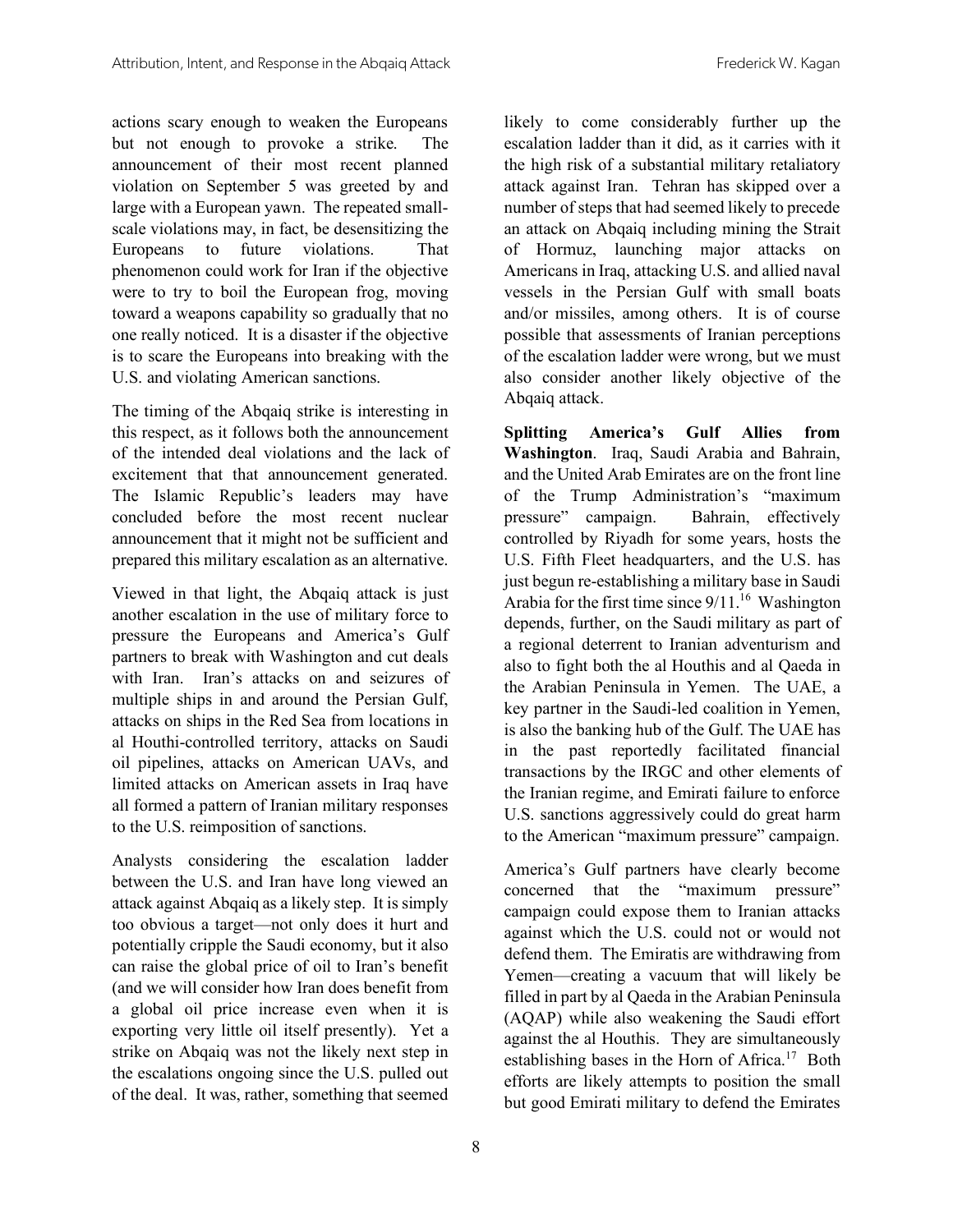actions scary enough to weaken the Europeans but not enough to provoke a strike. The announcement of their most recent planned violation on September 5 was greeted by and large with a European yawn. The repeated small-scale violations may, in fact, be desensitizing the Europeans to future violations. That phenomenon could work for Iran if the objective were to try to boil the European frog, moving toward a weapons capability so gradually that no one really noticed. It is a disaster if the objective is to scare the Europeans into breaking with the U.S. and violating American sanctions.

The timing of the Abqaiq strike is interesting in this respect, as it follows both the announcement of the intended deal violations and the lack of excitement that that announcement generated. The Islamic Republic's leaders may have concluded before the most recent nuclear announcement that it might not be sufficient and prepared this military escalation as an alternative.

Viewed in that light, the Abqaiq attack is just another escalation in the use of military force to pressure the Europeans and America's Gulf partners to break with Washington and cut deals with Iran. Iran's attacks on and seizures of multiple ships in and around the Persian Gulf, attacks on ships in the Red Sea from locations in al Houthi-controlled territory, attacks on Saudi oil pipelines, attacks on American UAVs, and limited attacks on American assets in Iraq have all formed a pattern of Iranian military responses to the U.S. reimposition of sanctions.

Analysts considering the escalation ladder between the U.S. and Iran have long viewed an attack against Abqaiq as a likely step. It is simply too obvious a target—not only does it hurt and potentially cripple the Saudi economy, but it also can raise the global price of oil to Iran's benefit (and we will consider how Iran does benefit from a global oil price increase even when it is exporting very little oil itself presently). Yet a strike on Abqaiq was not the likely next step in the escalations ongoing since the U.S. pulled out of the deal. It was, rather, something that seemed likely to come considerably further up the escalation ladder than it did, as it carries with it the high risk of a substantial military retaliatory attack against Iran. Tehran has skipped over a number of steps that had seemed likely to precede an attack on Abqaiq including mining the Strait of Hormuz, launching major attacks on Americans in Iraq, attacking U.S. and allied naval vessels in the Persian Gulf with small boats and/or missiles, among others. It is of course possible that assessments of Iranian perceptions of the escalation ladder were wrong, but we must also consider another likely objective of the Abqaiq attack.

**Splitting America's Gulf Allies from Washington**. Iraq, Saudi Arabia and Bahrain, and the United Arab Emirates are on the front line of the Trump Administration's "maximum pressure" campaign. Bahrain, effectively controlled by Riyadh for some years, hosts the U.S. Fifth Fleet headquarters, and the U.S. has just begun re-establishing a military base in Saudi Arabia for the first time since 9/11.[16] Washington depends, further, on the Saudi military as part of a regional deterrent to Iranian adventurism and also to fight both the al Houthis and al Qaeda in the Arabian Peninsula in Yemen. The UAE, a key partner in the Saudi-led coalition in Yemen, is also the banking hub of the Gulf. The UAE has in the past reportedly facilitated financial transactions by the IRGC and other elements of the Iranian regime, and Emirati failure to enforce U.S. sanctions aggressively could do great harm to the American "maximum pressure" campaign.

America's Gulf partners have clearly become concerned that the "maximum pressure" campaign could expose them to Iranian attacks against which the U.S. could not or would not defend them. The Emiratis are withdrawing from Yemen—creating a vacuum that will likely be filled in part by al Qaeda in the Arabian Peninsula (AQAP) while also weakening the Saudi effort against the al Houthis. They are simultaneously establishing bases in the Horn of Africa.[17] Both efforts are likely attempts to position the small but good Emirati military to defend the Emirates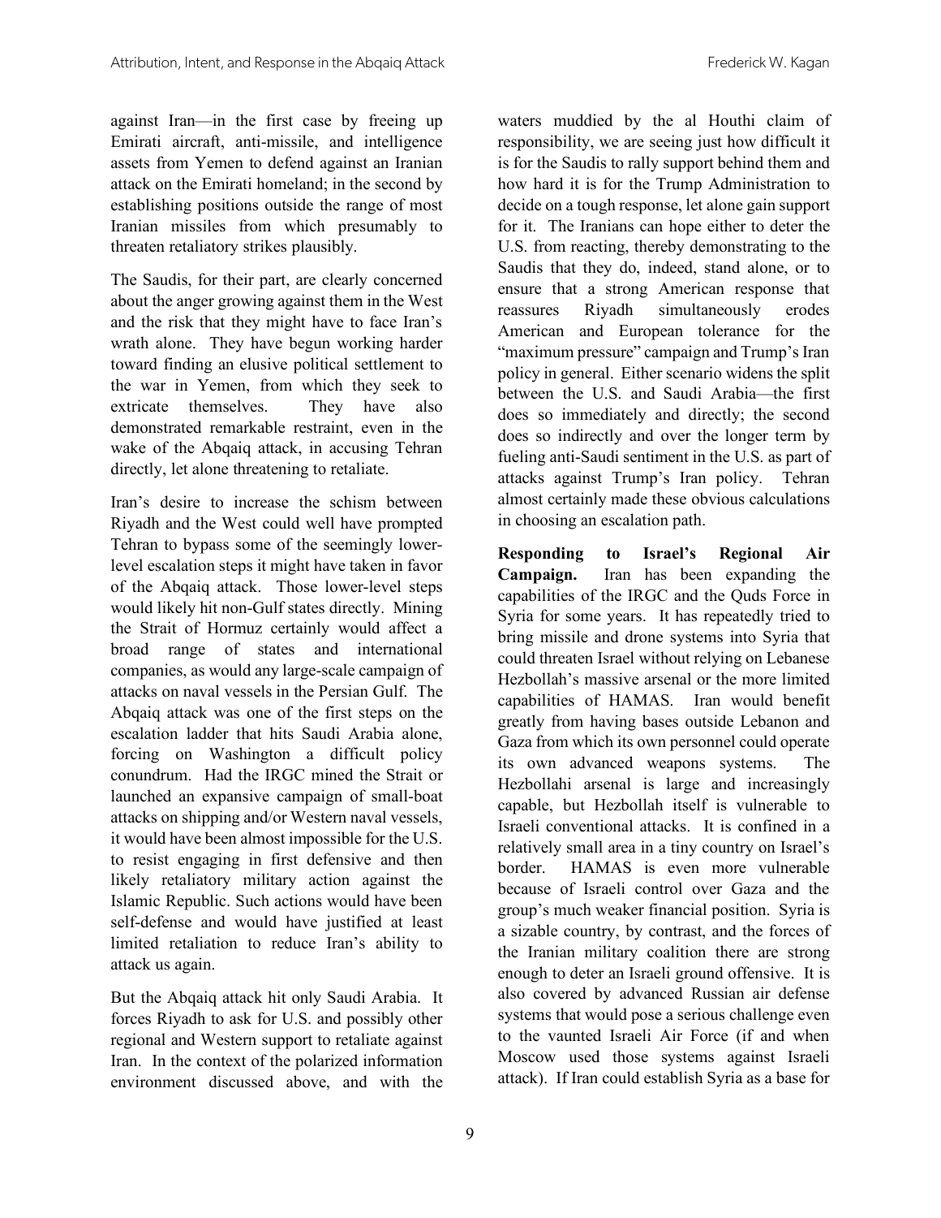against Iran—in the first case by freeing up Emirati aircraft, anti-missile, and intelligence assets from Yemen to defend against an Iranian attack on the Emirati homeland; in the second by establishing positions outside the range of most Iranian missiles from which presumably to threaten retaliatory strikes plausibly.

The Saudis, for their part, are clearly concerned about the anger growing against them in the West and the risk that they might have to face Iran's wrath alone. They have begun working harder toward finding an elusive political settlement to the war in Yemen, from which they seek to extricate themselves. They have also demonstrated remarkable restraint, even in the wake of the Abqaiq attack, in accusing Tehran directly, let alone threatening to retaliate.

Iran's desire to increase the schism between Riyadh and the West could well have prompted Tehran to bypass some of the seemingly lower-level escalation steps it might have taken in favor of the Abqaiq attack. Those lower-level steps would likely hit non-Gulf states directly. Mining the Strait of Hormuz certainly would affect a broad range of states and international companies, as would any large-scale campaign of attacks on naval vessels in the Persian Gulf. The Abqaiq attack was one of the first steps on the escalation ladder that hits Saudi Arabia alone, forcing on Washington a difficult policy conundrum. Had the IRGC mined the Strait or launched an expansive campaign of small-boat attacks on shipping and/or Western naval vessels, it would have been almost impossible for the U.S. to resist engaging in first defensive and then likely retaliatory military action against the Islamic Republic. Such actions would have been self-defense and would have justified at least limited retaliation to reduce Iran's ability to attack us again.

But the Abqaiq attack hit only Saudi Arabia. It forces Riyadh to ask for U.S. and possibly other regional and Western support to retaliate against Iran. In the context of the polarized information environment discussed above, and with the waters muddied by the al Houthi claim of responsibility, we are seeing just how difficult it is for the Saudis to rally support behind them and how hard it is for the Trump Administration to decide on a tough response, let alone gain support for it. The Iranians can hope either to deter the U.S. from reacting, thereby demonstrating to the Saudis that they do, indeed, stand alone, or to ensure that a strong American response that reassures Riyadh simultaneously erodes American and European tolerance for the "maximum pressure" campaign and Trump's Iran policy in general. Either scenario widens the split between the U.S. and Saudi Arabia—the first does so immediately and directly; the second does so indirectly and over the longer term by fueling anti-Saudi sentiment in the U.S. as part of attacks against Trump's Iran policy. Tehran almost certainly made these obvious calculations in choosing an escalation path.

**Responding to Israel's Regional Air Campaign.** Iran has been expanding the capabilities of the IRGC and the Quds Force in Syria for some years. It has repeatedly tried to bring missile and drone systems into Syria that could threaten Israel without relying on Lebanese Hezbollah's massive arsenal or the more limited capabilities of HAMAS. Iran would benefit greatly from having bases outside Lebanon and Gaza from which its own personnel could operate its own advanced weapons systems. The Hezbollahi arsenal is large and increasingly capable, but Hezbollah itself is vulnerable to Israeli conventional attacks. It is confined in a relatively small area in a tiny country on Israel's border. HAMAS is even more vulnerable because of Israeli control over Gaza and the group's much weaker financial position. Syria is a sizable country, by contrast, and the forces of the Iranian military coalition there are strong enough to deter an Israeli ground offensive. It is also covered by advanced Russian air defense systems that would pose a serious challenge even to the vaunted Israeli Air Force (if and when Moscow used those systems against Israeli attack). If Iran could establish Syria as a base for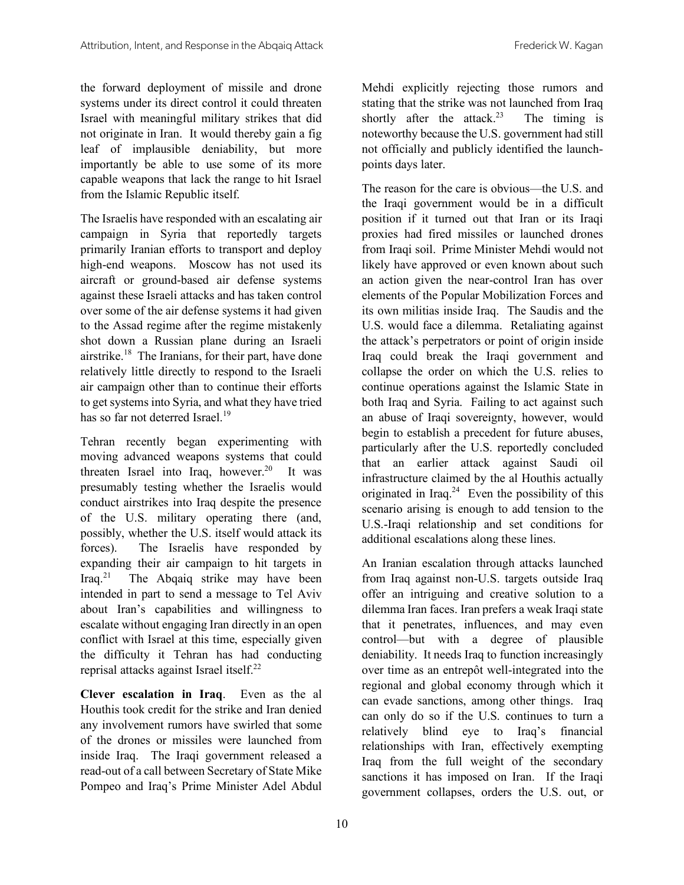the forward deployment of missile and drone systems under its direct control it could threaten Israel with meaningful military strikes that did not originate in Iran. It would thereby gain a fig leaf of implausible deniability, but more importantly be able to use some of its more capable weapons that lack the range to hit Israel from the Islamic Republic itself.

The Israelis have responded with an escalating air campaign in Syria that reportedly targets primarily Iranian efforts to transport and deploy high-end weapons. Moscow has not used its aircraft or ground-based air defense systems against these Israeli attacks and has taken control over some of the air defense systems it had given to the Assad regime after the regime mistakenly shot down a Russian plane during an Israeli airstrike.[18] The Iranians, for their part, have done relatively little directly to respond to the Israeli air campaign other than to continue their efforts to get systems into Syria, and what they have tried has so far not deterred Israel.[19]

Tehran recently began experimenting with moving advanced weapons systems that could threaten Israel into Iraq, however.[20] It was presumably testing whether the Israelis would conduct airstrikes into Iraq despite the presence of the U.S. military operating there (and, possibly, whether the U.S. itself would attack its forces). The Israelis have responded by expanding their air campaign to hit targets in Iraq.[21] The Abqaiq strike may have been intended in part to send a message to Tel Aviv about Iran's capabilities and willingness to escalate without engaging Iran directly in an open conflict with Israel at this time, especially given the difficulty it Tehran has had conducting reprisal attacks against Israel itself.[22]

**Clever escalation in Iraq**. Even as the al Houthis took credit for the strike and Iran denied any involvement rumors have swirled that some of the drones or missiles were launched from inside Iraq. The Iraqi government released a read-out of a call between Secretary of State Mike Pompeo and Iraq's Prime Minister Adel Abdul Mehdi explicitly rejecting those rumors and stating that the strike was not launched from Iraq shortly after the attack.[23] The timing is noteworthy because the U.S. government had still not officially and publicly identified the launch-points days later.

The reason for the care is obvious—the U.S. and the Iraqi government would be in a difficult position if it turned out that Iran or its Iraqi proxies had fired missiles or launched drones from Iraqi soil. Prime Minister Mehdi would not likely have approved or even known about such an action given the near-control Iran has over elements of the Popular Mobilization Forces and its own militias inside Iraq. The Saudis and the U.S. would face a dilemma. Retaliating against the attack's perpetrators or point of origin inside Iraq could break the Iraqi government and collapse the order on which the U.S. relies to continue operations against the Islamic State in both Iraq and Syria. Failing to act against such an abuse of Iraqi sovereignty, however, would begin to establish a precedent for future abuses, particularly after the U.S. reportedly concluded that an earlier attack against Saudi oil infrastructure claimed by the al Houthis actually originated in Iraq.[24] Even the possibility of this scenario arising is enough to add tension to the U.S.-Iraqi relationship and set conditions for additional escalations along these lines.

An Iranian escalation through attacks launched from Iraq against non-U.S. targets outside Iraq offer an intriguing and creative solution to a dilemma Iran faces. Iran prefers a weak Iraqi state that it penetrates, influences, and may even control—but with a degree of plausible deniability. It needs Iraq to function increasingly over time as an entrepôt well-integrated into the regional and global economy through which it can evade sanctions, among other things. Iraq can only do so if the U.S. continues to turn a relatively blind eye to Iraq's financial relationships with Iran, effectively exempting Iraq from the full weight of the secondary sanctions it has imposed on Iran. If the Iraqi government collapses, orders the U.S. out, or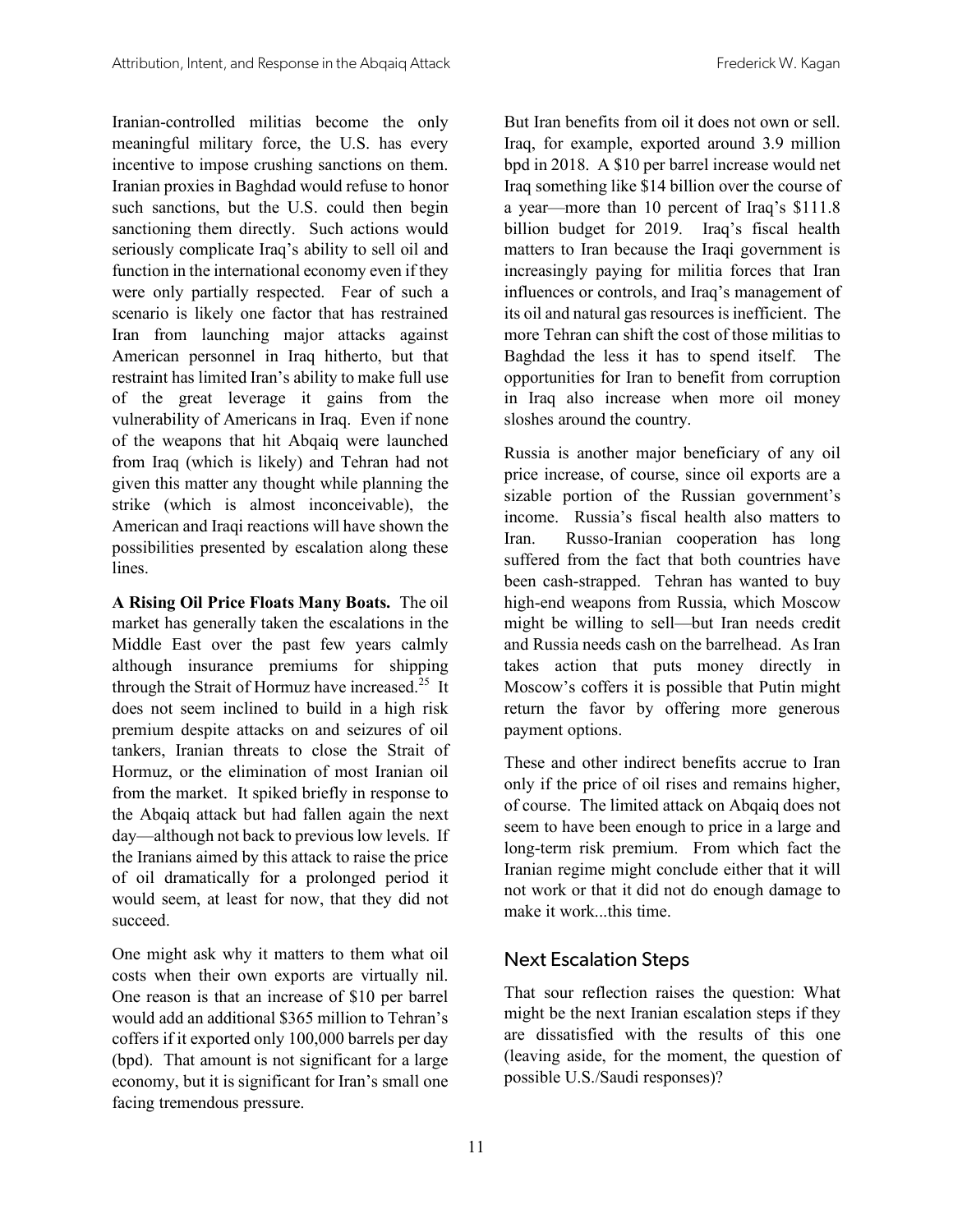Iranian-controlled militias become the only meaningful military force, the U.S. has every incentive to impose crushing sanctions on them. Iranian proxies in Baghdad would refuse to honor such sanctions, but the U.S. could then begin sanctioning them directly. Such actions would seriously complicate Iraq's ability to sell oil and function in the international economy even if they were only partially respected. Fear of such a scenario is likely one factor that has restrained Iran from launching major attacks against American personnel in Iraq hitherto, but that restraint has limited Iran's ability to make full use of the great leverage it gains from the vulnerability of Americans in Iraq. Even if none of the weapons that hit Abqaiq were launched from Iraq (which is likely) and Tehran had not given this matter any thought while planning the strike (which is almost inconceivable), the American and Iraqi reactions will have shown the possibilities presented by escalation along these lines.

**A Rising Oil Price Floats Many Boats.** The oil market has generally taken the escalations in the Middle East over the past few years calmly although insurance premiums for shipping through the Strait of Hormuz have increased.[25] It does not seem inclined to build in a high risk premium despite attacks on and seizures of oil tankers, Iranian threats to close the Strait of Hormuz, or the elimination of most Iranian oil from the market. It spiked briefly in response to the Abqaiq attack but had fallen again the next day—although not back to previous low levels. If the Iranians aimed by this attack to raise the price of oil dramatically for a prolonged period it would seem, at least for now, that they did not succeed.

One might ask why it matters to them what oil costs when their own exports are virtually nil. One reason is that an increase of $10 per barrel would add an additional $365 million to Tehran's coffers if it exported only 100,000 barrels per day (bpd). That amount is not significant for a large economy, but it is significant for Iran's small one facing tremendous pressure.

But Iran benefits from oil it does not own or sell. Iraq, for example, exported around 3.9 million bpd in 2018. A $10 per barrel increase would net Iraq something like $14 billion over the course of a year—more than 10 percent of Iraq's $111.8 billion budget for 2019. Iraq's fiscal health matters to Iran because the Iraqi government is increasingly paying for militia forces that Iran influences or controls, and Iraq's management of its oil and natural gas resources is inefficient. The more Tehran can shift the cost of those militias to Baghdad the less it has to spend itself. The opportunities for Iran to benefit from corruption in Iraq also increase when more oil money sloshes around the country.

Russia is another major beneficiary of any oil price increase, of course, since oil exports are a sizable portion of the Russian government's income. Russia's fiscal health also matters to Iran. Russo-Iranian cooperation has long suffered from the fact that both countries have been cash-strapped. Tehran has wanted to buy high-end weapons from Russia, which Moscow might be willing to sell—but Iran needs credit and Russia needs cash on the barrelhead. As Iran takes action that puts money directly in Moscow's coffers it is possible that Putin might return the favor by offering more generous payment options.

These and other indirect benefits accrue to Iran only if the price of oil rises and remains higher, of course. The limited attack on Abqaiq does not seem to have been enough to price in a large and long-term risk premium. From which fact the Iranian regime might conclude either that it will not work or that it did not do enough damage to make it work...this time.

## Next Escalation Steps

That sour reflection raises the question: What might be the next Iranian escalation steps if they are dissatisfied with the results of this one (leaving aside, for the moment, the question of possible U.S./Saudi responses)?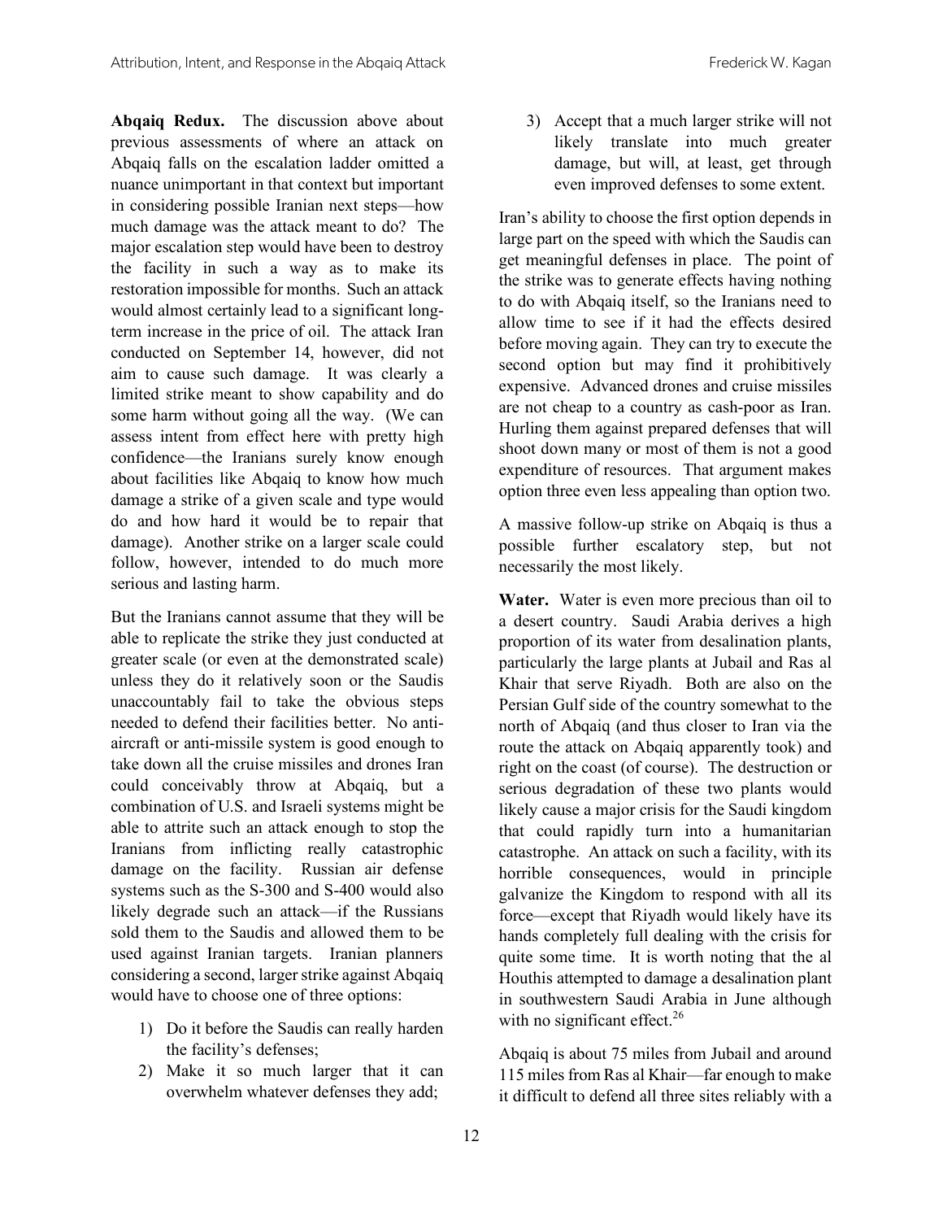**Abqaiq Redux.** The discussion above about previous assessments of where an attack on Abqaiq falls on the escalation ladder omitted a nuance unimportant in that context but important in considering possible Iranian next steps—how much damage was the attack meant to do? The major escalation step would have been to destroy the facility in such a way as to make its restoration impossible for months. Such an attack would almost certainly lead to a significant long-term increase in the price of oil. The attack Iran conducted on September 14, however, did not aim to cause such damage. It was clearly a limited strike meant to show capability and do some harm without going all the way. (We can assess intent from effect here with pretty high confidence—the Iranians surely know enough about facilities like Abqaiq to know how much damage a strike of a given scale and type would do and how hard it would be to repair that damage). Another strike on a larger scale could follow, however, intended to do much more serious and lasting harm.

But the Iranians cannot assume that they will be able to replicate the strike they just conducted at greater scale (or even at the demonstrated scale) unless they do it relatively soon or the Saudis unaccountably fail to take the obvious steps needed to defend their facilities better. No anti-aircraft or anti-missile system is good enough to take down all the cruise missiles and drones Iran could conceivably throw at Abqaiq, but a combination of U.S. and Israeli systems might be able to attrite such an attack enough to stop the Iranians from inflicting really catastrophic damage on the facility. Russian air defense systems such as the S-300 and S-400 would also likely degrade such an attack—if the Russians sold them to the Saudis and allowed them to be used against Iranian targets. Iranian planners considering a second, larger strike against Abqaiq would have to choose one of three options:

1) Do it before the Saudis can really harden the facility's defenses;
2) Make it so much larger that it can overwhelm whatever defenses they add;
3) Accept that a much larger strike will not likely translate into much greater damage, but will, at least, get through even improved defenses to some extent.

Iran's ability to choose the first option depends in large part on the speed with which the Saudis can get meaningful defenses in place. The point of the strike was to generate effects having nothing to do with Abqaiq itself, so the Iranians need to allow time to see if it had the effects desired before moving again. They can try to execute the second option but may find it prohibitively expensive. Advanced drones and cruise missiles are not cheap to a country as cash-poor as Iran. Hurling them against prepared defenses that will shoot down many or most of them is not a good expenditure of resources. That argument makes option three even less appealing than option two.

A massive follow-up strike on Abqaiq is thus a possible further escalatory step, but not necessarily the most likely.

**Water.** Water is even more precious than oil to a desert country. Saudi Arabia derives a high proportion of its water from desalination plants, particularly the large plants at Jubail and Ras al Khair that serve Riyadh. Both are also on the Persian Gulf side of the country somewhat to the north of Abqaiq (and thus closer to Iran via the route the attack on Abqaiq apparently took) and right on the coast (of course). The destruction or serious degradation of these two plants would likely cause a major crisis for the Saudi kingdom that could rapidly turn into a humanitarian catastrophe. An attack on such a facility, with its horrible consequences, would in principle galvanize the Kingdom to respond with all its force—except that Riyadh would likely have its hands completely full dealing with the crisis for quite some time. It is worth noting that the al Houthis attempted to damage a desalination plant in southwestern Saudi Arabia in June although with no significant effect.[26]

Abqaiq is about 75 miles from Jubail and around 115 miles from Ras al Khair—far enough to make it difficult to defend all three sites reliably with a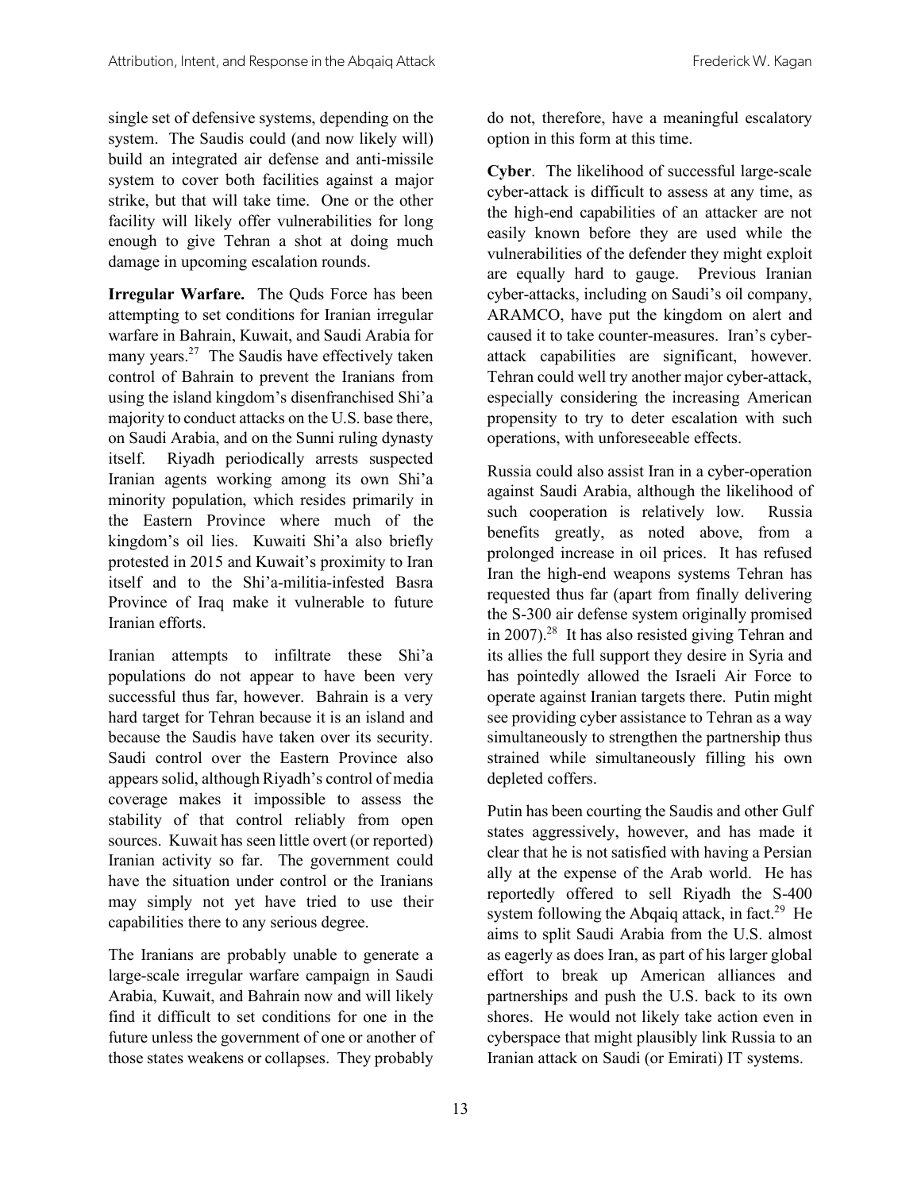single set of defensive systems, depending on the system. The Saudis could (and now likely will) build an integrated air defense and anti-missile system to cover both facilities against a major strike, but that will take time. One or the other facility will likely offer vulnerabilities for long enough to give Tehran a shot at doing much damage in upcoming escalation rounds.

**Irregular Warfare.** The Quds Force has been attempting to set conditions for Iranian irregular warfare in Bahrain, Kuwait, and Saudi Arabia for many years.[27] The Saudis have effectively taken control of Bahrain to prevent the Iranians from using the island kingdom's disenfranchised Shi'a majority to conduct attacks on the U.S. base there, on Saudi Arabia, and on the Sunni ruling dynasty itself. Riyadh periodically arrests suspected Iranian agents working among its own Shi'a minority population, which resides primarily in the Eastern Province where much of the kingdom's oil lies. Kuwaiti Shi'a also briefly protested in 2015 and Kuwait's proximity to Iran itself and to the Shi'a-militia-infested Basra Province of Iraq make it vulnerable to future Iranian efforts.

Iranian attempts to infiltrate these Shi'a populations do not appear to have been very successful thus far, however. Bahrain is a very hard target for Tehran because it is an island and because the Saudis have taken over its security. Saudi control over the Eastern Province also appears solid, although Riyadh's control of media coverage makes it impossible to assess the stability of that control reliably from open sources. Kuwait has seen little overt (or reported) Iranian activity so far. The government could have the situation under control or the Iranians may simply not yet have tried to use their capabilities there to any serious degree.

The Iranians are probably unable to generate a large-scale irregular warfare campaign in Saudi Arabia, Kuwait, and Bahrain now and will likely find it difficult to set conditions for one in the future unless the government of one or another of those states weakens or collapses. They probably do not, therefore, have a meaningful escalatory option in this form at this time.

**Cyber**. The likelihood of successful large-scale cyber-attack is difficult to assess at any time, as the high-end capabilities of an attacker are not easily known before they are used while the vulnerabilities of the defender they might exploit are equally hard to gauge. Previous Iranian cyber-attacks, including on Saudi's oil company, ARAMCO, have put the kingdom on alert and caused it to take counter-measures. Iran's cyber-attack capabilities are significant, however. Tehran could well try another major cyber-attack, especially considering the increasing American propensity to try to deter escalation with such operations, with unforeseeable effects.

Russia could also assist Iran in a cyber-operation against Saudi Arabia, although the likelihood of such cooperation is relatively low. Russia benefits greatly, as noted above, from a prolonged increase in oil prices. It has refused Iran the high-end weapons systems Tehran has requested thus far (apart from finally delivering the S-300 air defense system originally promised in 2007).[28] It has also resisted giving Tehran and its allies the full support they desire in Syria and has pointedly allowed the Israeli Air Force to operate against Iranian targets there. Putin might see providing cyber assistance to Tehran as a way simultaneously to strengthen the partnership thus strained while simultaneously filling his own depleted coffers.

Putin has been courting the Saudis and other Gulf states aggressively, however, and has made it clear that he is not satisfied with having a Persian ally at the expense of the Arab world. He has reportedly offered to sell Riyadh the S-400 system following the Abqaiq attack, in fact.[29] He aims to split Saudi Arabia from the U.S. almost as eagerly as does Iran, as part of his larger global effort to break up American alliances and partnerships and push the U.S. back to its own shores. He would not likely take action even in cyberspace that might plausibly link Russia to an Iranian attack on Saudi (or Emirati) IT systems.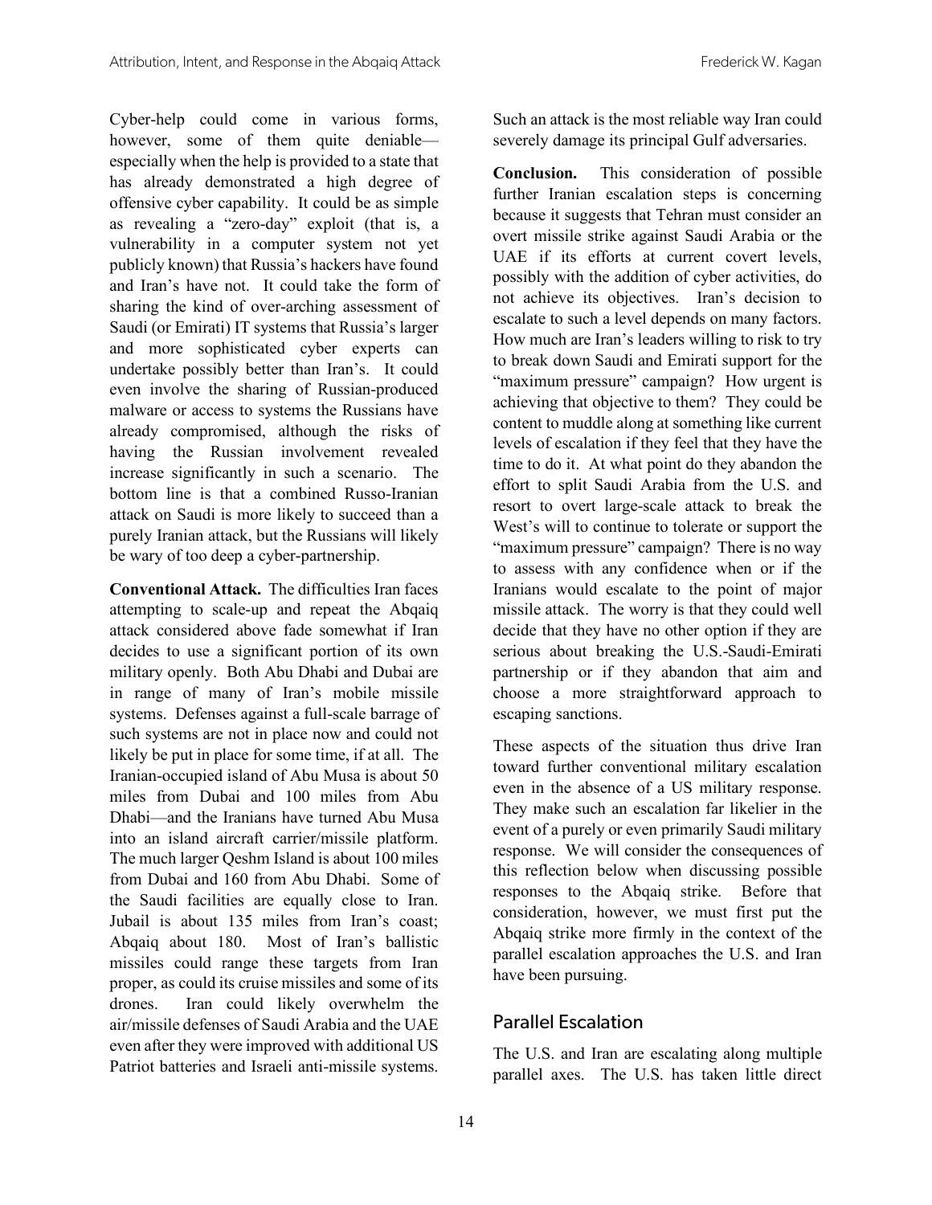Cyber-help could come in various forms, however, some of them quite deniable—especially when the help is provided to a state that has already demonstrated a high degree of offensive cyber capability. It could be as simple as revealing a "zero-day" exploit (that is, a vulnerability in a computer system not yet publicly known) that Russia's hackers have found and Iran's have not. It could take the form of sharing the kind of over-arching assessment of Saudi (or Emirati) IT systems that Russia's larger and more sophisticated cyber experts can undertake possibly better than Iran's. It could even involve the sharing of Russian-produced malware or access to systems the Russians have already compromised, although the risks of having the Russian involvement revealed increase significantly in such a scenario. The bottom line is that a combined Russo-Iranian attack on Saudi is more likely to succeed than a purely Iranian attack, but the Russians will likely be wary of too deep a cyber-partnership.

**Conventional Attack.** The difficulties Iran faces attempting to scale-up and repeat the Abqaiq attack considered above fade somewhat if Iran decides to use a significant portion of its own military openly. Both Abu Dhabi and Dubai are in range of many of Iran's mobile missile systems. Defenses against a full-scale barrage of such systems are not in place now and could not likely be put in place for some time, if at all. The Iranian-occupied island of Abu Musa is about 50 miles from Dubai and 100 miles from Abu Dhabi—and the Iranians have turned Abu Musa into an island aircraft carrier/missile platform. The much larger Qeshm Island is about 100 miles from Dubai and 160 from Abu Dhabi. Some of the Saudi facilities are equally close to Iran. Jubail is about 135 miles from Iran's coast; Abqaiq about 180. Most of Iran's ballistic missiles could range these targets from Iran proper, as could its cruise missiles and some of its drones. Iran could likely overwhelm the air/missile defenses of Saudi Arabia and the UAE even after they were improved with additional US Patriot batteries and Israeli anti-missile systems. Such an attack is the most reliable way Iran could severely damage its principal Gulf adversaries.

**Conclusion.** This consideration of possible further Iranian escalation steps is concerning because it suggests that Tehran must consider an overt missile strike against Saudi Arabia or the UAE if its efforts at current covert levels, possibly with the addition of cyber activities, do not achieve its objectives. Iran's decision to escalate to such a level depends on many factors. How much are Iran's leaders willing to risk to try to break down Saudi and Emirati support for the "maximum pressure" campaign? How urgent is achieving that objective to them? They could be content to muddle along at something like current levels of escalation if they feel that they have the time to do it. At what point do they abandon the effort to split Saudi Arabia from the U.S. and resort to overt large-scale attack to break the West's will to continue to tolerate or support the "maximum pressure" campaign? There is no way to assess with any confidence when or if the Iranians would escalate to the point of major missile attack. The worry is that they could well decide that they have no other option if they are serious about breaking the U.S.-Saudi-Emirati partnership or if they abandon that aim and choose a more straightforward approach to escaping sanctions.

These aspects of the situation thus drive Iran toward further conventional military escalation even in the absence of a US military response. They make such an escalation far likelier in the event of a purely or even primarily Saudi military response. We will consider the consequences of this reflection below when discussing possible responses to the Abqaiq strike. Before that consideration, however, we must first put the Abqaiq strike more firmly in the context of the parallel escalation approaches the U.S. and Iran have been pursuing.

## Parallel Escalation

The U.S. and Iran are escalating along multiple parallel axes. The U.S. has taken little direct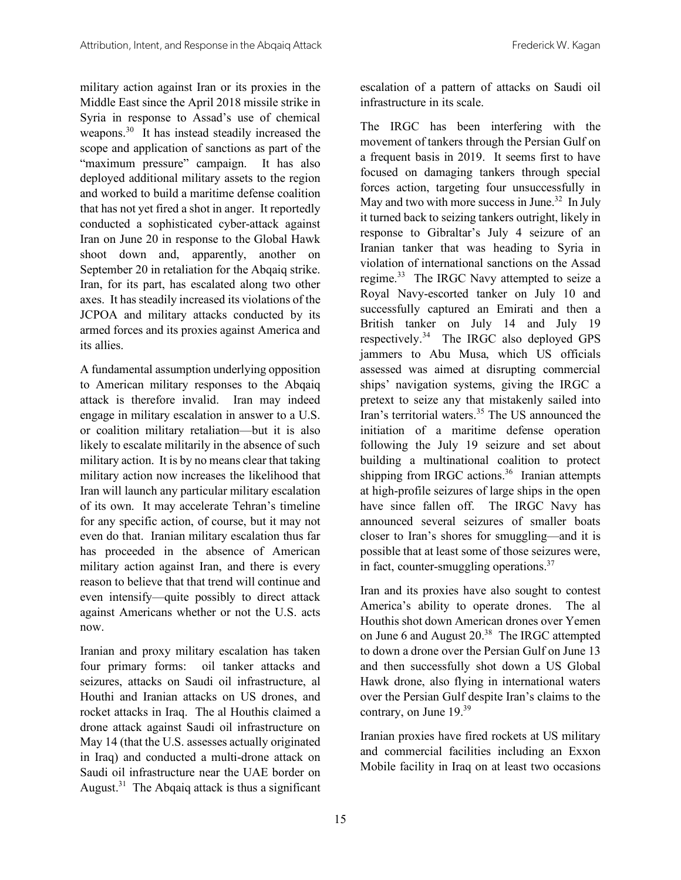military action against Iran or its proxies in the Middle East since the April 2018 missile strike in Syria in response to Assad's use of chemical weapons.[30] It has instead steadily increased the scope and application of sanctions as part of the "maximum pressure" campaign. It has also deployed additional military assets to the region and worked to build a maritime defense coalition that has not yet fired a shot in anger. It reportedly conducted a sophisticated cyber-attack against Iran on June 20 in response to the Global Hawk shoot down and, apparently, another on September 20 in retaliation for the Abqaiq strike. Iran, for its part, has escalated along two other axes. It has steadily increased its violations of the JCPOA and military attacks conducted by its armed forces and its proxies against America and its allies.

A fundamental assumption underlying opposition to American military responses to the Abqaiq attack is therefore invalid. Iran may indeed engage in military escalation in answer to a U.S. or coalition military retaliation—but it is also likely to escalate militarily in the absence of such military action. It is by no means clear that taking military action now increases the likelihood that Iran will launch any particular military escalation of its own. It may accelerate Tehran's timeline for any specific action, of course, but it may not even do that. Iranian military escalation thus far has proceeded in the absence of American military action against Iran, and there is every reason to believe that that trend will continue and even intensify—quite possibly to direct attack against Americans whether or not the U.S. acts now.

Iranian and proxy military escalation has taken four primary forms: oil tanker attacks and seizures, attacks on Saudi oil infrastructure, al Houthi and Iranian attacks on US drones, and rocket attacks in Iraq. The al Houthis claimed a drone attack against Saudi oil infrastructure on May 14 (that the U.S. assesses actually originated in Iraq) and conducted a multi-drone attack on Saudi oil infrastructure near the UAE border on August.[31] The Abqaiq attack is thus a significant escalation of a pattern of attacks on Saudi oil infrastructure in its scale.

The IRGC has been interfering with the movement of tankers through the Persian Gulf on a frequent basis in 2019. It seems first to have focused on damaging tankers through special forces action, targeting four unsuccessfully in May and two with more success in June.[32] In July it turned back to seizing tankers outright, likely in response to Gibraltar's July 4 seizure of an Iranian tanker that was heading to Syria in violation of international sanctions on the Assad regime.[33] The IRGC Navy attempted to seize a Royal Navy-escorted tanker on July 10 and successfully captured an Emirati and then a British tanker on July 14 and July 19 respectively.[34] The IRGC also deployed GPS jammers to Abu Musa, which US officials assessed was aimed at disrupting commercial ships' navigation systems, giving the IRGC a pretext to seize any that mistakenly sailed into Iran's territorial waters.[35] The US announced the initiation of a maritime defense operation following the July 19 seizure and set about building a multinational coalition to protect shipping from IRGC actions.[36] Iranian attempts at high-profile seizures of large ships in the open have since fallen off. The IRGC Navy has announced several seizures of smaller boats closer to Iran's shores for smuggling—and it is possible that at least some of those seizures were, in fact, counter-smuggling operations.[37]

Iran and its proxies have also sought to contest America's ability to operate drones. The al Houthis shot down American drones over Yemen on June 6 and August 20.[38] The IRGC attempted to down a drone over the Persian Gulf on June 13 and then successfully shot down a US Global Hawk drone, also flying in international waters over the Persian Gulf despite Iran's claims to the contrary, on June 19.[39]

Iranian proxies have fired rockets at US military and commercial facilities including an Exxon Mobile facility in Iraq on at least two occasions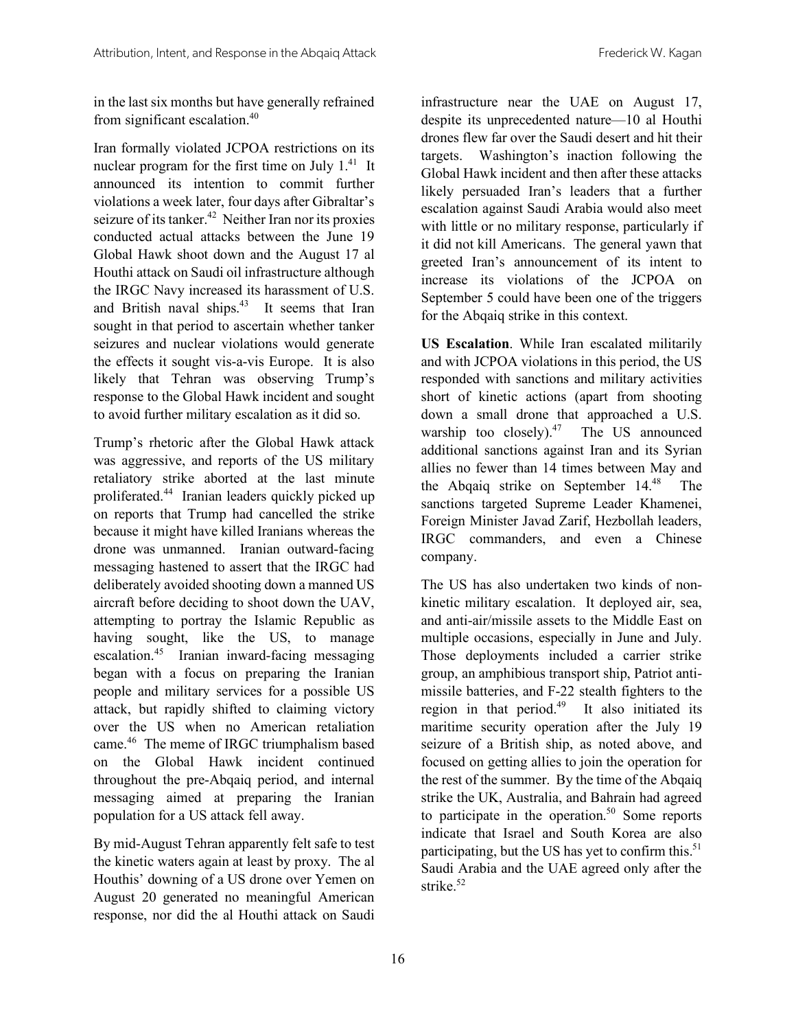in the last six months but have generally refrained from significant escalation.[40]

Iran formally violated JCPOA restrictions on its nuclear program for the first time on July 1.[41] It announced its intention to commit further violations a week later, four days after Gibraltar's seizure of its tanker.[42] Neither Iran nor its proxies conducted actual attacks between the June 19 Global Hawk shoot down and the August 17 al Houthi attack on Saudi oil infrastructure although the IRGC Navy increased its harassment of U.S. and British naval ships.[43] It seems that Iran sought in that period to ascertain whether tanker seizures and nuclear violations would generate the effects it sought vis-a-vis Europe. It is also likely that Tehran was observing Trump's response to the Global Hawk incident and sought to avoid further military escalation as it did so.

Trump's rhetoric after the Global Hawk attack was aggressive, and reports of the US military retaliatory strike aborted at the last minute proliferated.[44] Iranian leaders quickly picked up on reports that Trump had cancelled the strike because it might have killed Iranians whereas the drone was unmanned. Iranian outward-facing messaging hastened to assert that the IRGC had deliberately avoided shooting down a manned US aircraft before deciding to shoot down the UAV, attempting to portray the Islamic Republic as having sought, like the US, to manage escalation.[45] Iranian inward-facing messaging began with a focus on preparing the Iranian people and military services for a possible US attack, but rapidly shifted to claiming victory over the US when no American retaliation came.[46] The meme of IRGC triumphalism based on the Global Hawk incident continued throughout the pre-Abqaiq period, and internal messaging aimed at preparing the Iranian population for a US attack fell away.

By mid-August Tehran apparently felt safe to test the kinetic waters again at least by proxy. The al Houthis' downing of a US drone over Yemen on August 20 generated no meaningful American response, nor did the al Houthi attack on Saudi infrastructure near the UAE on August 17, despite its unprecedented nature—10 al Houthi drones flew far over the Saudi desert and hit their targets. Washington's inaction following the Global Hawk incident and then after these attacks likely persuaded Iran's leaders that a further escalation against Saudi Arabia would also meet with little or no military response, particularly if it did not kill Americans. The general yawn that greeted Iran's announcement of its intent to increase its violations of the JCPOA on September 5 could have been one of the triggers for the Abqaiq strike in this context.

**US Escalation**. While Iran escalated militarily and with JCPOA violations in this period, the US responded with sanctions and military activities short of kinetic actions (apart from shooting down a small drone that approached a U.S. warship too closely).[47] The US announced additional sanctions against Iran and its Syrian allies no fewer than 14 times between May and the Abqaiq strike on September 14.[48] The sanctions targeted Supreme Leader Khamenei, Foreign Minister Javad Zarif, Hezbollah leaders, IRGC commanders, and even a Chinese company.

The US has also undertaken two kinds of non-kinetic military escalation. It deployed air, sea, and anti-air/missile assets to the Middle East on multiple occasions, especially in June and July. Those deployments included a carrier strike group, an amphibious transport ship, Patriot anti-missile batteries, and F-22 stealth fighters to the region in that period.[49] It also initiated its maritime security operation after the July 19 seizure of a British ship, as noted above, and focused on getting allies to join the operation for the rest of the summer. By the time of the Abqaiq strike the UK, Australia, and Bahrain had agreed to participate in the operation.[50] Some reports indicate that Israel and South Korea are also participating, but the US has yet to confirm this.[51] Saudi Arabia and the UAE agreed only after the strike.[52]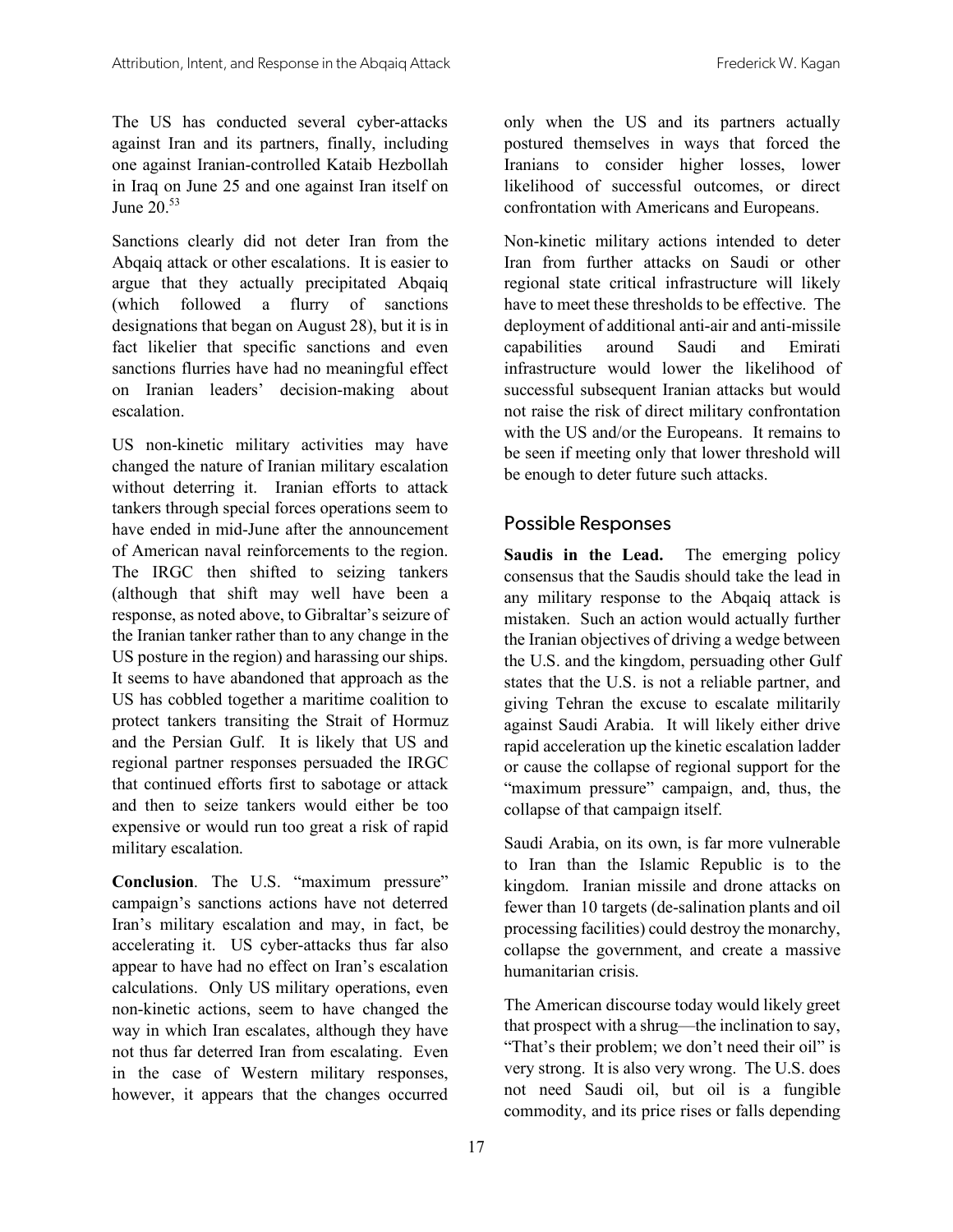The US has conducted several cyber-attacks against Iran and its partners, finally, including one against Iranian-controlled Kataib Hezbollah in Iraq on June 25 and one against Iran itself on June 20.[53]

Sanctions clearly did not deter Iran from the Abqaiq attack or other escalations. It is easier to argue that they actually precipitated Abqaiq (which followed a flurry of sanctions designations that began on August 28), but it is in fact likelier that specific sanctions and even sanctions flurries have had no meaningful effect on Iranian leaders' decision-making about escalation.

US non-kinetic military activities may have changed the nature of Iranian military escalation without deterring it. Iranian efforts to attack tankers through special forces operations seem to have ended in mid-June after the announcement of American naval reinforcements to the region. The IRGC then shifted to seizing tankers (although that shift may well have been a response, as noted above, to Gibraltar's seizure of the Iranian tanker rather than to any change in the US posture in the region) and harassing our ships. It seems to have abandoned that approach as the US has cobbled together a maritime coalition to protect tankers transiting the Strait of Hormuz and the Persian Gulf. It is likely that US and regional partner responses persuaded the IRGC that continued efforts first to sabotage or attack and then to seize tankers would either be too expensive or would run too great a risk of rapid military escalation.

**Conclusion**. The U.S. "maximum pressure" campaign's sanctions actions have not deterred Iran's military escalation and may, in fact, be accelerating it. US cyber-attacks thus far also appear to have had no effect on Iran's escalation calculations. Only US military operations, even non-kinetic actions, seem to have changed the way in which Iran escalates, although they have not thus far deterred Iran from escalating. Even in the case of Western military responses, however, it appears that the changes occurred only when the US and its partners actually postured themselves in ways that forced the Iranians to consider higher losses, lower likelihood of successful outcomes, or direct confrontation with Americans and Europeans.

Non-kinetic military actions intended to deter Iran from further attacks on Saudi or other regional state critical infrastructure will likely have to meet these thresholds to be effective. The deployment of additional anti-air and anti-missile capabilities around Saudi and Emirati infrastructure would lower the likelihood of successful subsequent Iranian attacks but would not raise the risk of direct military confrontation with the US and/or the Europeans. It remains to be seen if meeting only that lower threshold will be enough to deter future such attacks.

## Possible Responses

**Saudis in the Lead.** The emerging policy consensus that the Saudis should take the lead in any military response to the Abqaiq attack is mistaken. Such an action would actually further the Iranian objectives of driving a wedge between the U.S. and the kingdom, persuading other Gulf states that the U.S. is not a reliable partner, and giving Tehran the excuse to escalate militarily against Saudi Arabia. It will likely either drive rapid acceleration up the kinetic escalation ladder or cause the collapse of regional support for the "maximum pressure" campaign, and, thus, the collapse of that campaign itself.

Saudi Arabia, on its own, is far more vulnerable to Iran than the Islamic Republic is to the kingdom. Iranian missile and drone attacks on fewer than 10 targets (de-salination plants and oil processing facilities) could destroy the monarchy, collapse the government, and create a massive humanitarian crisis.

The American discourse today would likely greet that prospect with a shrug—the inclination to say, "That's their problem; we don't need their oil" is very strong. It is also very wrong. The U.S. does not need Saudi oil, but oil is a fungible commodity, and its price rises or falls depending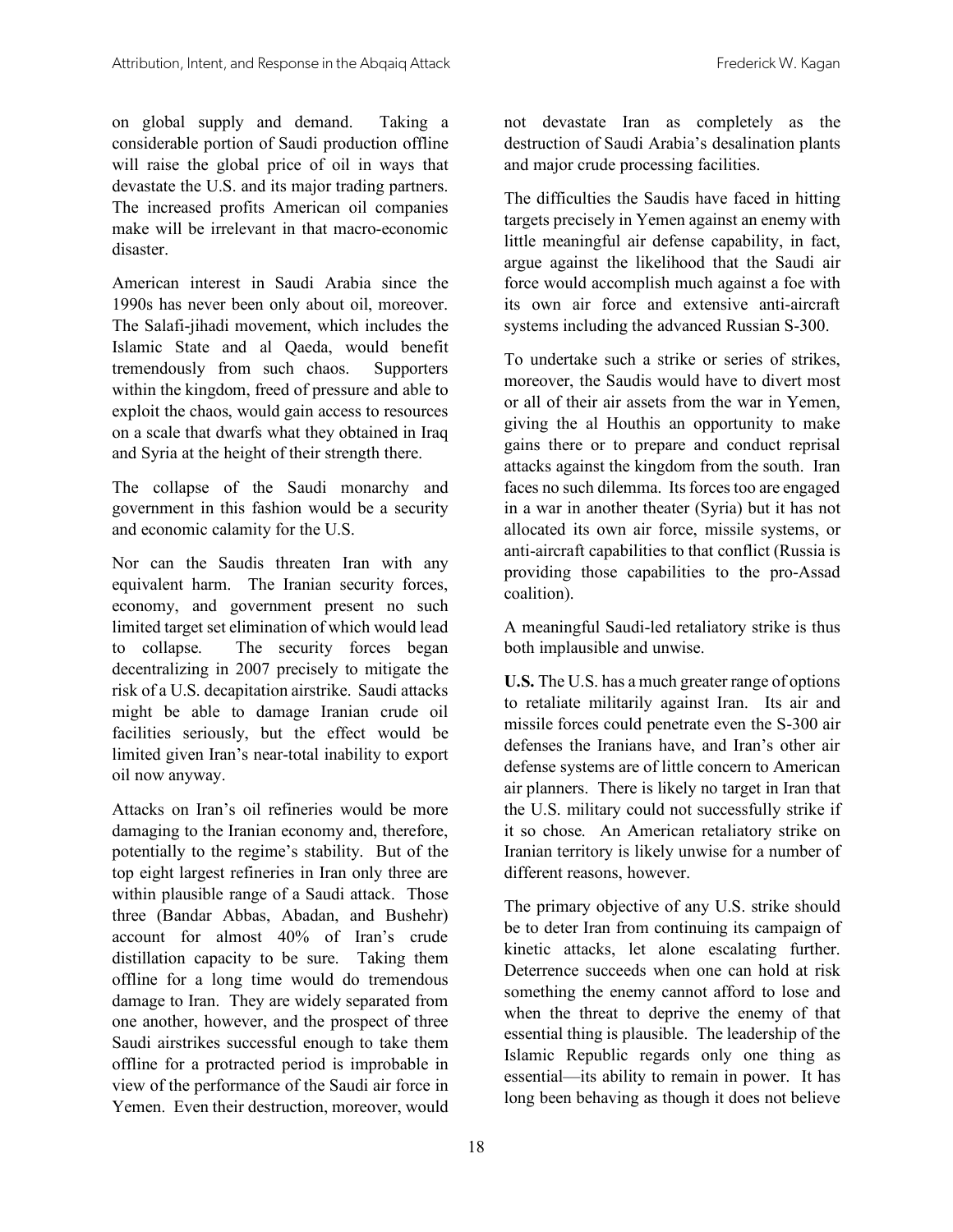on global supply and demand. Taking a considerable portion of Saudi production offline will raise the global price of oil in ways that devastate the U.S. and its major trading partners. The increased profits American oil companies make will be irrelevant in that macro-economic disaster.

American interest in Saudi Arabia since the 1990s has never been only about oil, moreover. The Salafi-jihadi movement, which includes the Islamic State and al Qaeda, would benefit tremendously from such chaos. Supporters within the kingdom, freed of pressure and able to exploit the chaos, would gain access to resources on a scale that dwarfs what they obtained in Iraq and Syria at the height of their strength there.

The collapse of the Saudi monarchy and government in this fashion would be a security and economic calamity for the U.S.

Nor can the Saudis threaten Iran with any equivalent harm. The Iranian security forces, economy, and government present no such limited target set elimination of which would lead to collapse. The security forces began decentralizing in 2007 precisely to mitigate the risk of a U.S. decapitation airstrike. Saudi attacks might be able to damage Iranian crude oil facilities seriously, but the effect would be limited given Iran's near-total inability to export oil now anyway.

Attacks on Iran's oil refineries would be more damaging to the Iranian economy and, therefore, potentially to the regime's stability. But of the top eight largest refineries in Iran only three are within plausible range of a Saudi attack. Those three (Bandar Abbas, Abadan, and Bushehr) account for almost 40% of Iran's crude distillation capacity to be sure. Taking them offline for a long time would do tremendous damage to Iran. They are widely separated from one another, however, and the prospect of three Saudi airstrikes successful enough to take them offline for a protracted period is improbable in view of the performance of the Saudi air force in Yemen. Even their destruction, moreover, would not devastate Iran as completely as the destruction of Saudi Arabia's desalination plants and major crude processing facilities.

The difficulties the Saudis have faced in hitting targets precisely in Yemen against an enemy with little meaningful air defense capability, in fact, argue against the likelihood that the Saudi air force would accomplish much against a foe with its own air force and extensive anti-aircraft systems including the advanced Russian S-300.

To undertake such a strike or series of strikes, moreover, the Saudis would have to divert most or all of their air assets from the war in Yemen, giving the al Houthis an opportunity to make gains there or to prepare and conduct reprisal attacks against the kingdom from the south. Iran faces no such dilemma. Its forces too are engaged in a war in another theater (Syria) but it has not allocated its own air force, missile systems, or anti-aircraft capabilities to that conflict (Russia is providing those capabilities to the pro-Assad coalition).

A meaningful Saudi-led retaliatory strike is thus both implausible and unwise.

**U.S.** The U.S. has a much greater range of options to retaliate militarily against Iran. Its air and missile forces could penetrate even the S-300 air defenses the Iranians have, and Iran's other air defense systems are of little concern to American air planners. There is likely no target in Iran that the U.S. military could not successfully strike if it so chose. An American retaliatory strike on Iranian territory is likely unwise for a number of different reasons, however.

The primary objective of any U.S. strike should be to deter Iran from continuing its campaign of kinetic attacks, let alone escalating further. Deterrence succeeds when one can hold at risk something the enemy cannot afford to lose and when the threat to deprive the enemy of that essential thing is plausible. The leadership of the Islamic Republic regards only one thing as essential—its ability to remain in power. It has long been behaving as though it does not believe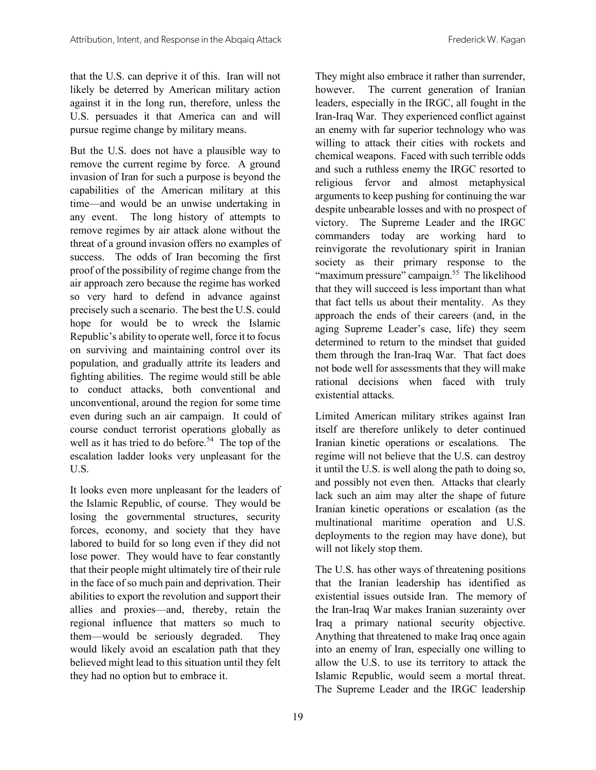that the U.S. can deprive it of this. Iran will not likely be deterred by American military action against it in the long run, therefore, unless the U.S. persuades it that America can and will pursue regime change by military means.

But the U.S. does not have a plausible way to remove the current regime by force. A ground invasion of Iran for such a purpose is beyond the capabilities of the American military at this time—and would be an unwise undertaking in any event. The long history of attempts to remove regimes by air attack alone without the threat of a ground invasion offers no examples of success. The odds of Iran becoming the first proof of the possibility of regime change from the air approach zero because the regime has worked so very hard to defend in advance against precisely such a scenario. The best the U.S. could hope for would be to wreck the Islamic Republic's ability to operate well, force it to focus on surviving and maintaining control over its population, and gradually attrite its leaders and fighting abilities. The regime would still be able to conduct attacks, both conventional and unconventional, around the region for some time even during such an air campaign. It could of course conduct terrorist operations globally as well as it has tried to do before.[54] The top of the escalation ladder looks very unpleasant for the U.S.

It looks even more unpleasant for the leaders of the Islamic Republic, of course. They would be losing the governmental structures, security forces, economy, and society that they have labored to build for so long even if they did not lose power. They would have to fear constantly that their people might ultimately tire of their rule in the face of so much pain and deprivation. Their abilities to export the revolution and support their allies and proxies—and, thereby, retain the regional influence that matters so much to them—would be seriously degraded. They would likely avoid an escalation path that they believed might lead to this situation until they felt they had no option but to embrace it.

They might also embrace it rather than surrender, however. The current generation of Iranian leaders, especially in the IRGC, all fought in the Iran-Iraq War. They experienced conflict against an enemy with far superior technology who was willing to attack their cities with rockets and chemical weapons. Faced with such terrible odds and such a ruthless enemy the IRGC resorted to religious fervor and almost metaphysical arguments to keep pushing for continuing the war despite unbearable losses and with no prospect of victory. The Supreme Leader and the IRGC commanders today are working hard to reinvigorate the revolutionary spirit in Iranian society as their primary response to the "maximum pressure" campaign.[55] The likelihood that they will succeed is less important than what that fact tells us about their mentality. As they approach the ends of their careers (and, in the aging Supreme Leader's case, life) they seem determined to return to the mindset that guided them through the Iran-Iraq War. That fact does not bode well for assessments that they will make rational decisions when faced with truly existential attacks.

Limited American military strikes against Iran itself are therefore unlikely to deter continued Iranian kinetic operations or escalations. The regime will not believe that the U.S. can destroy it until the U.S. is well along the path to doing so, and possibly not even then. Attacks that clearly lack such an aim may alter the shape of future Iranian kinetic operations or escalation (as the multinational maritime operation and U.S. deployments to the region may have done), but will not likely stop them.

The U.S. has other ways of threatening positions that the Iranian leadership has identified as existential issues outside Iran. The memory of the Iran-Iraq War makes Iranian suzerainty over Iraq a primary national security objective. Anything that threatened to make Iraq once again into an enemy of Iran, especially one willing to allow the U.S. to use its territory to attack the Islamic Republic, would seem a mortal threat. The Supreme Leader and the IRGC leadership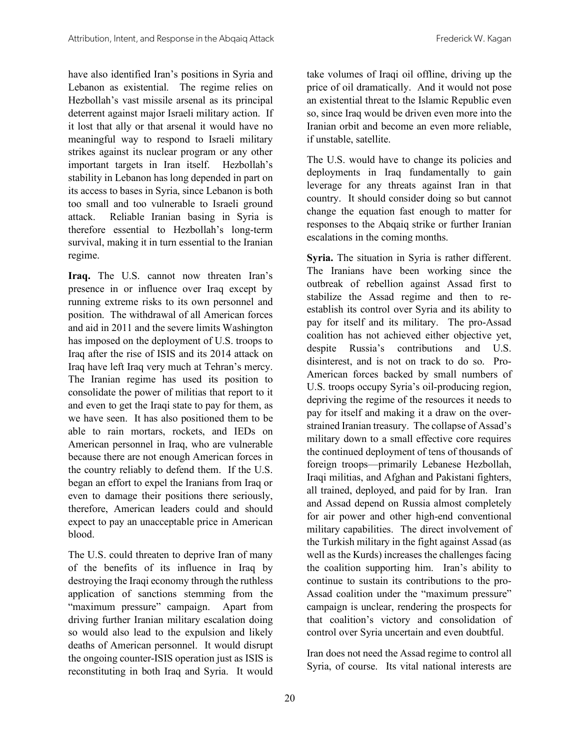have also identified Iran's positions in Syria and Lebanon as existential. The regime relies on Hezbollah's vast missile arsenal as its principal deterrent against major Israeli military action. If it lost that ally or that arsenal it would have no meaningful way to respond to Israeli military strikes against its nuclear program or any other important targets in Iran itself. Hezbollah's stability in Lebanon has long depended in part on its access to bases in Syria, since Lebanon is both too small and too vulnerable to Israeli ground attack. Reliable Iranian basing in Syria is therefore essential to Hezbollah's long-term survival, making it in turn essential to the Iranian regime.

**Iraq.** The U.S. cannot now threaten Iran's presence in or influence over Iraq except by running extreme risks to its own personnel and position. The withdrawal of all American forces and aid in 2011 and the severe limits Washington has imposed on the deployment of U.S. troops to Iraq after the rise of ISIS and its 2014 attack on Iraq have left Iraq very much at Tehran's mercy. The Iranian regime has used its position to consolidate the power of militias that report to it and even to get the Iraqi state to pay for them, as we have seen. It has also positioned them to be able to rain mortars, rockets, and IEDs on American personnel in Iraq, who are vulnerable because there are not enough American forces in the country reliably to defend them. If the U.S. began an effort to expel the Iranians from Iraq or even to damage their positions there seriously, therefore, American leaders could and should expect to pay an unacceptable price in American blood.

The U.S. could threaten to deprive Iran of many of the benefits of its influence in Iraq by destroying the Iraqi economy through the ruthless application of sanctions stemming from the "maximum pressure" campaign. Apart from driving further Iranian military escalation doing so would also lead to the expulsion and likely deaths of American personnel. It would disrupt the ongoing counter-ISIS operation just as ISIS is reconstituting in both Iraq and Syria. It would take volumes of Iraqi oil offline, driving up the price of oil dramatically. And it would not pose an existential threat to the Islamic Republic even so, since Iraq would be driven even more into the Iranian orbit and become an even more reliable, if unstable, satellite.

The U.S. would have to change its policies and deployments in Iraq fundamentally to gain leverage for any threats against Iran in that country. It should consider doing so but cannot change the equation fast enough to matter for responses to the Abqaiq strike or further Iranian escalations in the coming months.

**Syria.** The situation in Syria is rather different. The Iranians have been working since the outbreak of rebellion against Assad first to stabilize the Assad regime and then to re-establish its control over Syria and its ability to pay for itself and its military. The pro-Assad coalition has not achieved either objective yet, despite Russia's contributions and U.S. disinterest, and is not on track to do so. Pro-American forces backed by small numbers of U.S. troops occupy Syria's oil-producing region, depriving the regime of the resources it needs to pay for itself and making it a draw on the over-strained Iranian treasury. The collapse of Assad's military down to a small effective core requires the continued deployment of tens of thousands of foreign troops—primarily Lebanese Hezbollah, Iraqi militias, and Afghan and Pakistani fighters, all trained, deployed, and paid for by Iran. Iran and Assad depend on Russia almost completely for air power and other high-end conventional military capabilities. The direct involvement of the Turkish military in the fight against Assad (as well as the Kurds) increases the challenges facing the coalition supporting him. Iran's ability to continue to sustain its contributions to the pro-Assad coalition under the "maximum pressure" campaign is unclear, rendering the prospects for that coalition's victory and consolidation of control over Syria uncertain and even doubtful.

Iran does not need the Assad regime to control all Syria, of course. Its vital national interests are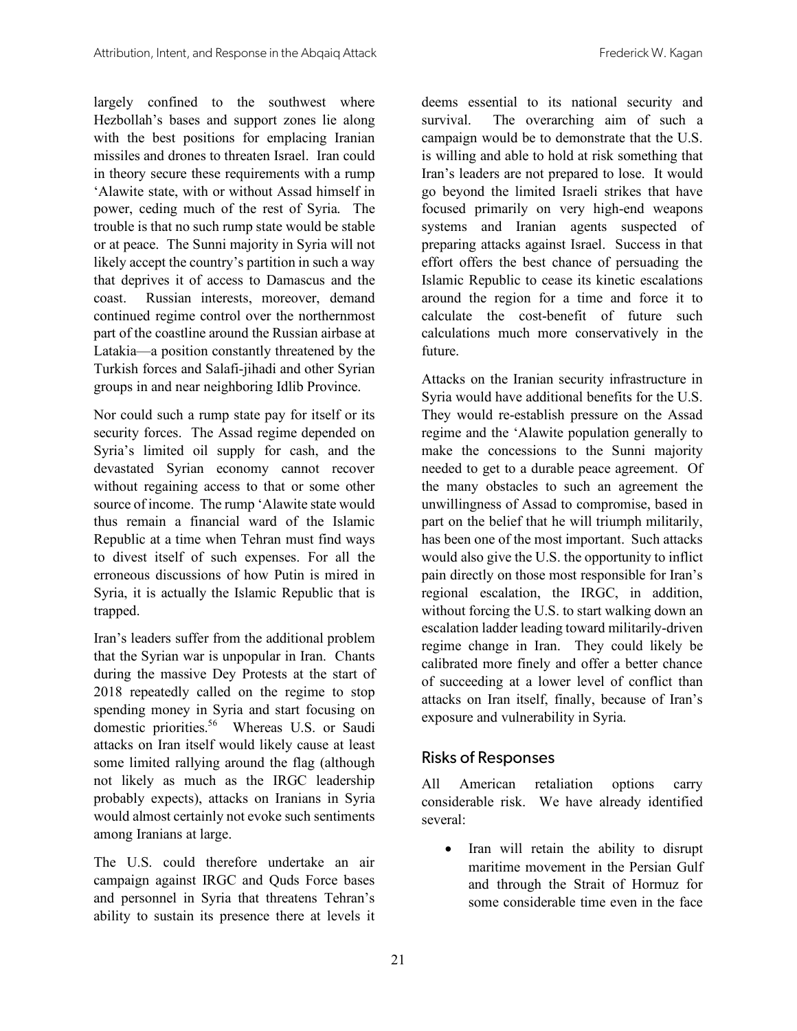largely confined to the southwest where Hezbollah's bases and support zones lie along with the best positions for emplacing Iranian missiles and drones to threaten Israel. Iran could in theory secure these requirements with a rump 'Alawite state, with or without Assad himself in power, ceding much of the rest of Syria. The trouble is that no such rump state would be stable or at peace. The Sunni majority in Syria will not likely accept the country's partition in such a way that deprives it of access to Damascus and the coast. Russian interests, moreover, demand continued regime control over the northernmost part of the coastline around the Russian airbase at Latakia—a position constantly threatened by the Turkish forces and Salafi-jihadi and other Syrian groups in and near neighboring Idlib Province.

Nor could such a rump state pay for itself or its security forces. The Assad regime depended on Syria's limited oil supply for cash, and the devastated Syrian economy cannot recover without regaining access to that or some other source of income. The rump 'Alawite state would thus remain a financial ward of the Islamic Republic at a time when Tehran must find ways to divest itself of such expenses. For all the erroneous discussions of how Putin is mired in Syria, it is actually the Islamic Republic that is trapped.

Iran's leaders suffer from the additional problem that the Syrian war is unpopular in Iran. Chants during the massive Dey Protests at the start of 2018 repeatedly called on the regime to stop spending money in Syria and start focusing on domestic priorities.[56] Whereas U.S. or Saudi attacks on Iran itself would likely cause at least some limited rallying around the flag (although not likely as much as the IRGC leadership probably expects), attacks on Iranians in Syria would almost certainly not evoke such sentiments among Iranians at large.

The U.S. could therefore undertake an air campaign against IRGC and Quds Force bases and personnel in Syria that threatens Tehran's ability to sustain its presence there at levels it deems essential to its national security and survival. The overarching aim of such a campaign would be to demonstrate that the U.S. is willing and able to hold at risk something that Iran's leaders are not prepared to lose. It would go beyond the limited Israeli strikes that have focused primarily on very high-end weapons systems and Iranian agents suspected of preparing attacks against Israel. Success in that effort offers the best chance of persuading the Islamic Republic to cease its kinetic escalations around the region for a time and force it to calculate the cost-benefit of future such calculations much more conservatively in the future.

Attacks on the Iranian security infrastructure in Syria would have additional benefits for the U.S. They would re-establish pressure on the Assad regime and the 'Alawite population generally to make the concessions to the Sunni majority needed to get to a durable peace agreement. Of the many obstacles to such an agreement the unwillingness of Assad to compromise, based in part on the belief that he will triumph militarily, has been one of the most important. Such attacks would also give the U.S. the opportunity to inflict pain directly on those most responsible for Iran's regional escalation, the IRGC, in addition, without forcing the U.S. to start walking down an escalation ladder leading toward militarily-driven regime change in Iran. They could likely be calibrated more finely and offer a better chance of succeeding at a lower level of conflict than attacks on Iran itself, finally, because of Iran's exposure and vulnerability in Syria.

## Risks of Responses

All American retaliation options carry considerable risk. We have already identified several:

- Iran will retain the ability to disrupt maritime movement in the Persian Gulf and through the Strait of Hormuz for some considerable time even in the face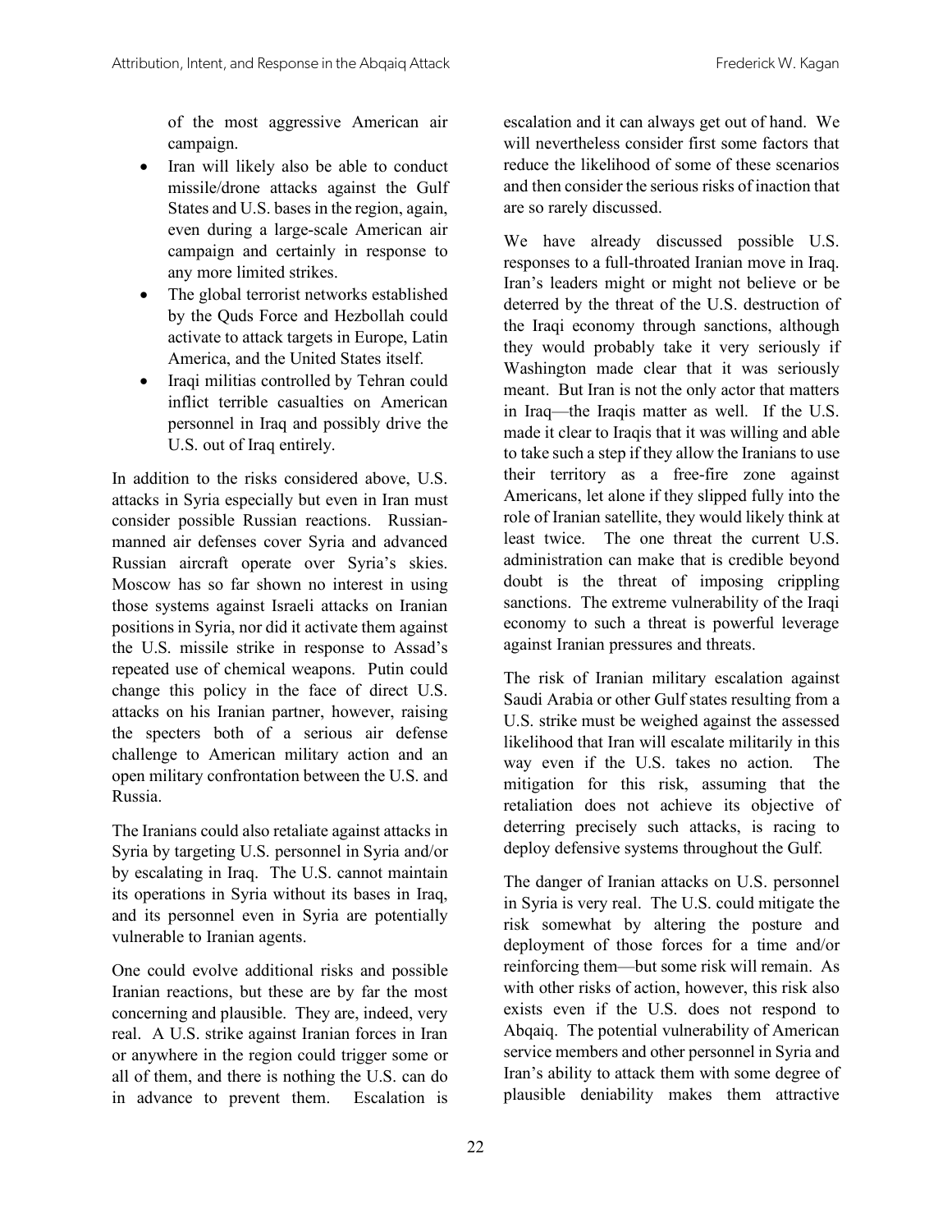of the most aggressive American air campaign.

- Iran will likely also be able to conduct missile/drone attacks against the Gulf States and U.S. bases in the region, again, even during a large-scale American air campaign and certainly in response to any more limited strikes.
- The global terrorist networks established by the Quds Force and Hezbollah could activate to attack targets in Europe, Latin America, and the United States itself.
- Iraqi militias controlled by Tehran could inflict terrible casualties on American personnel in Iraq and possibly drive the U.S. out of Iraq entirely.

In addition to the risks considered above, U.S. attacks in Syria especially but even in Iran must consider possible Russian reactions. Russian-manned air defenses cover Syria and advanced Russian aircraft operate over Syria's skies. Moscow has so far shown no interest in using those systems against Israeli attacks on Iranian positions in Syria, nor did it activate them against the U.S. missile strike in response to Assad's repeated use of chemical weapons. Putin could change this policy in the face of direct U.S. attacks on his Iranian partner, however, raising the specters both of a serious air defense challenge to American military action and an open military confrontation between the U.S. and Russia.

The Iranians could also retaliate against attacks in Syria by targeting U.S. personnel in Syria and/or by escalating in Iraq. The U.S. cannot maintain its operations in Syria without its bases in Iraq, and its personnel even in Syria are potentially vulnerable to Iranian agents.

One could evolve additional risks and possible Iranian reactions, but these are by far the most concerning and plausible. They are, indeed, very real. A U.S. strike against Iranian forces in Iran or anywhere in the region could trigger some or all of them, and there is nothing the U.S. can do in advance to prevent them. Escalation is escalation and it can always get out of hand. We will nevertheless consider first some factors that reduce the likelihood of some of these scenarios and then consider the serious risks of inaction that are so rarely discussed.

We have already discussed possible U.S. responses to a full-throated Iranian move in Iraq. Iran's leaders might or might not believe or be deterred by the threat of the U.S. destruction of the Iraqi economy through sanctions, although they would probably take it very seriously if Washington made clear that it was seriously meant. But Iran is not the only actor that matters in Iraq—the Iraqis matter as well. If the U.S. made it clear to Iraqis that it was willing and able to take such a step if they allow the Iranians to use their territory as a free-fire zone against Americans, let alone if they slipped fully into the role of Iranian satellite, they would likely think at least twice. The one threat the current U.S. administration can make that is credible beyond doubt is the threat of imposing crippling sanctions. The extreme vulnerability of the Iraqi economy to such a threat is powerful leverage against Iranian pressures and threats.

The risk of Iranian military escalation against Saudi Arabia or other Gulf states resulting from a U.S. strike must be weighed against the assessed likelihood that Iran will escalate militarily in this way even if the U.S. takes no action. The mitigation for this risk, assuming that the retaliation does not achieve its objective of deterring precisely such attacks, is racing to deploy defensive systems throughout the Gulf.

The danger of Iranian attacks on U.S. personnel in Syria is very real. The U.S. could mitigate the risk somewhat by altering the posture and deployment of those forces for a time and/or reinforcing them—but some risk will remain. As with other risks of action, however, this risk also exists even if the U.S. does not respond to Abqaiq. The potential vulnerability of American service members and other personnel in Syria and Iran's ability to attack them with some degree of plausible deniability makes them attractive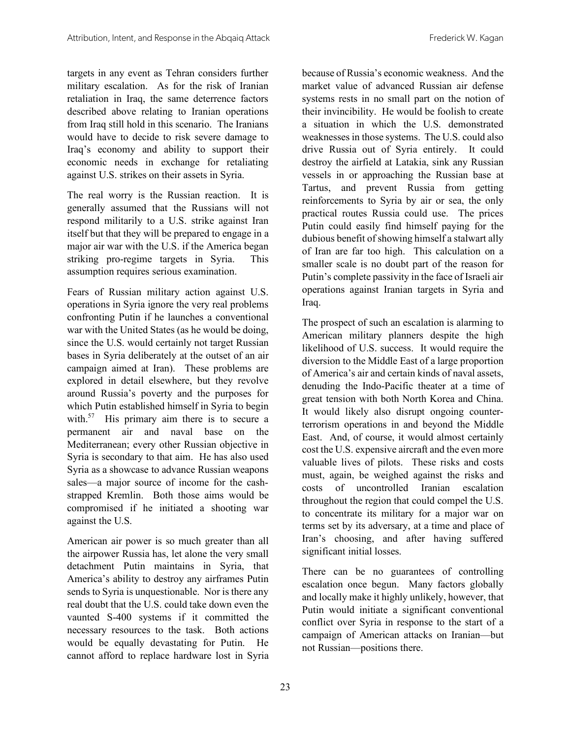targets in any event as Tehran considers further military escalation. As for the risk of Iranian retaliation in Iraq, the same deterrence factors described above relating to Iranian operations from Iraq still hold in this scenario. The Iranians would have to decide to risk severe damage to Iraq's economy and ability to support their economic needs in exchange for retaliating against U.S. strikes on their assets in Syria.

The real worry is the Russian reaction. It is generally assumed that the Russians will not respond militarily to a U.S. strike against Iran itself but that they will be prepared to engage in a major air war with the U.S. if the America began striking pro-regime targets in Syria. This assumption requires serious examination.

Fears of Russian military action against U.S. operations in Syria ignore the very real problems confronting Putin if he launches a conventional war with the United States (as he would be doing, since the U.S. would certainly not target Russian bases in Syria deliberately at the outset of an air campaign aimed at Iran). These problems are explored in detail elsewhere, but they revolve around Russia's poverty and the purposes for which Putin established himself in Syria to begin with.[57] His primary aim there is to secure a permanent air and naval base on the Mediterranean; every other Russian objective in Syria is secondary to that aim. He has also used Syria as a showcase to advance Russian weapons sales—a major source of income for the cash-strapped Kremlin. Both those aims would be compromised if he initiated a shooting war against the U.S.

American air power is so much greater than all the airpower Russia has, let alone the very small detachment Putin maintains in Syria, that America's ability to destroy any airframes Putin sends to Syria is unquestionable. Nor is there any real doubt that the U.S. could take down even the vaunted S-400 systems if it committed the necessary resources to the task. Both actions would be equally devastating for Putin. He cannot afford to replace hardware lost in Syria because of Russia's economic weakness. And the market value of advanced Russian air defense systems rests in no small part on the notion of their invincibility. He would be foolish to create a situation in which the U.S. demonstrated weaknesses in those systems. The U.S. could also drive Russia out of Syria entirely. It could destroy the airfield at Latakia, sink any Russian vessels in or approaching the Russian base at Tartus, and prevent Russia from getting reinforcements to Syria by air or sea, the only practical routes Russia could use. The prices Putin could easily find himself paying for the dubious benefit of showing himself a stalwart ally of Iran are far too high. This calculation on a smaller scale is no doubt part of the reason for Putin's complete passivity in the face of Israeli air operations against Iranian targets in Syria and Iraq.

The prospect of such an escalation is alarming to American military planners despite the high likelihood of U.S. success. It would require the diversion to the Middle East of a large proportion of America's air and certain kinds of naval assets, denuding the Indo-Pacific theater at a time of great tension with both North Korea and China. It would likely also disrupt ongoing counter-terrorism operations in and beyond the Middle East. And, of course, it would almost certainly cost the U.S. expensive aircraft and the even more valuable lives of pilots. These risks and costs must, again, be weighed against the risks and costs of uncontrolled Iranian escalation throughout the region that could compel the U.S. to concentrate its military for a major war on terms set by its adversary, at a time and place of Iran's choosing, and after having suffered significant initial losses.

There can be no guarantees of controlling escalation once begun. Many factors globally and locally make it highly unlikely, however, that Putin would initiate a significant conventional conflict over Syria in response to the start of a campaign of American attacks on Iranian—but not Russian—positions there.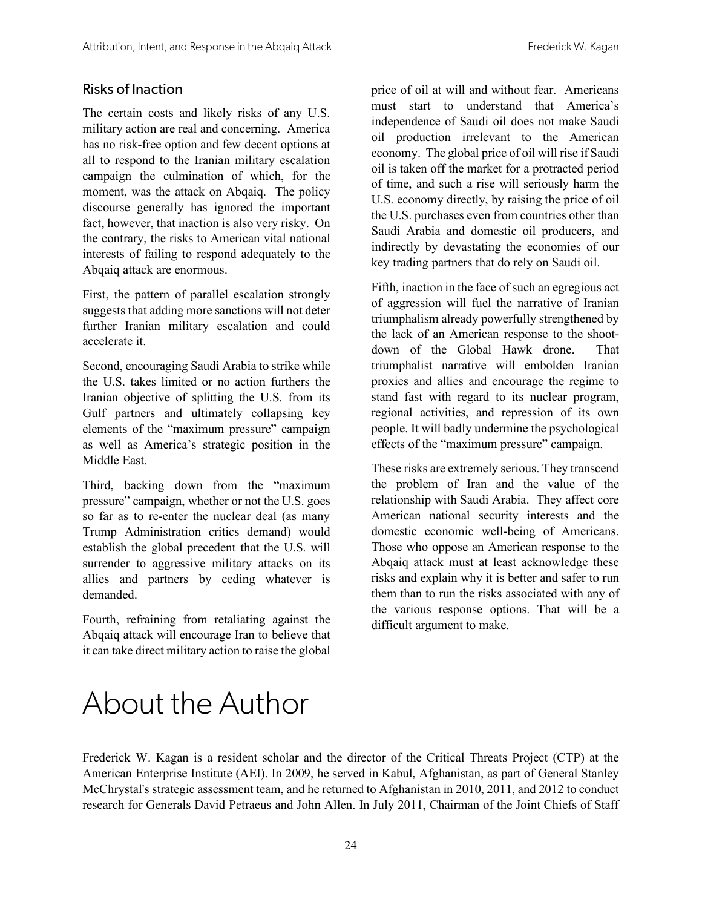## Risks of Inaction

The certain costs and likely risks of any U.S. military action are real and concerning. America has no risk-free option and few decent options at all to respond to the Iranian military escalation campaign the culmination of which, for the moment, was the attack on Abqaiq. The policy discourse generally has ignored the important fact, however, that inaction is also very risky. On the contrary, the risks to American vital national interests of failing to respond adequately to the Abqaiq attack are enormous.

First, the pattern of parallel escalation strongly suggests that adding more sanctions will not deter further Iranian military escalation and could accelerate it.

Second, encouraging Saudi Arabia to strike while the U.S. takes limited or no action furthers the Iranian objective of splitting the U.S. from its Gulf partners and ultimately collapsing key elements of the "maximum pressure" campaign as well as America's strategic position in the Middle East.

Third, backing down from the "maximum pressure" campaign, whether or not the U.S. goes so far as to re-enter the nuclear deal (as many Trump Administration critics demand) would establish the global precedent that the U.S. will surrender to aggressive military attacks on its allies and partners by ceding whatever is demanded.

Fourth, refraining from retaliating against the Abqaiq attack will encourage Iran to believe that it can take direct military action to raise the global price of oil at will and without fear. Americans must start to understand that America's independence of Saudi oil does not make Saudi oil production irrelevant to the American economy. The global price of oil will rise if Saudi oil is taken off the market for a protracted period of time, and such a rise will seriously harm the U.S. economy directly, by raising the price of oil the U.S. purchases even from countries other than Saudi Arabia and domestic oil producers, and indirectly by devastating the economies of our key trading partners that do rely on Saudi oil.

Fifth, inaction in the face of such an egregious act of aggression will fuel the narrative of Iranian triumphalism already powerfully strengthened by the lack of an American response to the shoot-down of the Global Hawk drone. That triumphalist narrative will embolden Iranian proxies and allies and encourage the regime to stand fast with regard to its nuclear program, regional activities, and repression of its own people. It will badly undermine the psychological effects of the "maximum pressure" campaign.

These risks are extremely serious. They transcend the problem of Iran and the value of the relationship with Saudi Arabia. They affect core American national security interests and the domestic economic well-being of Americans. Those who oppose an American response to the Abqaiq attack must at least acknowledge these risks and explain why it is better and safer to run them than to run the risks associated with any of the various response options. That will be a difficult argument to make.

# About the Author

Frederick W. Kagan is a resident scholar and the director of the Critical Threats Project (CTP) at the American Enterprise Institute (AEI). In 2009, he served in Kabul, Afghanistan, as part of General Stanley McChrystal's strategic assessment team, and he returned to Afghanistan in 2010, 2011, and 2012 to conduct research for Generals David Petraeus and John Allen. In July 2011, Chairman of the Joint Chiefs of Staff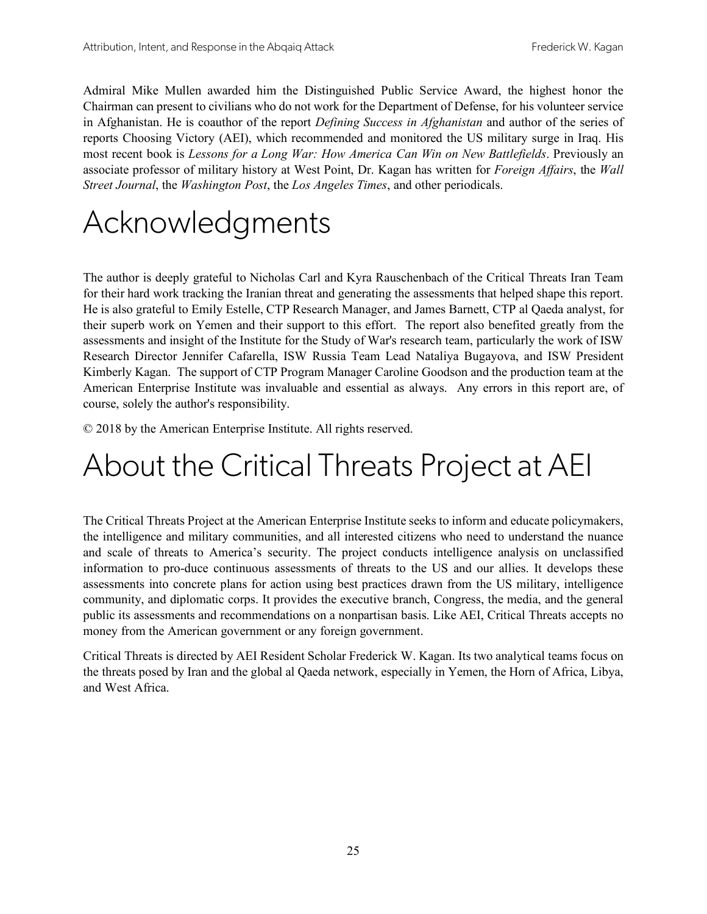Admiral Mike Mullen awarded him the Distinguished Public Service Award, the highest honor the Chairman can present to civilians who do not work for the Department of Defense, for his volunteer service in Afghanistan. He is coauthor of the report *Defining Success in Afghanistan* and author of the series of reports Choosing Victory (AEI), which recommended and monitored the US military surge in Iraq. His most recent book is *Lessons for a Long War: How America Can Win on New Battlefields*. Previously an associate professor of military history at West Point, Dr. Kagan has written for *Foreign Affairs*, the *Wall Street Journal*, the *Washington Post*, the *Los Angeles Times*, and other periodicals.

# Acknowledgments

The author is deeply grateful to Nicholas Carl and Kyra Rauschenbach of the Critical Threats Iran Team for their hard work tracking the Iranian threat and generating the assessments that helped shape this report. He is also grateful to Emily Estelle, CTP Research Manager, and James Barnett, CTP al Qaeda analyst, for their superb work on Yemen and their support to this effort. The report also benefited greatly from the assessments and insight of the Institute for the Study of War's research team, particularly the work of ISW Research Director Jennifer Cafarella, ISW Russia Team Lead Nataliya Bugayova, and ISW President Kimberly Kagan. The support of CTP Program Manager Caroline Goodson and the production team at the American Enterprise Institute was invaluable and essential as always. Any errors in this report are, of course, solely the author's responsibility.

© 2018 by the American Enterprise Institute. All rights reserved.

# About the Critical Threats Project at AEI

The Critical Threats Project at the American Enterprise Institute seeks to inform and educate policymakers, the intelligence and military communities, and all interested citizens who need to understand the nuance and scale of threats to America's security. The project conducts intelligence analysis on unclassified information to pro-duce continuous assessments of threats to the US and our allies. It develops these assessments into concrete plans for action using best practices drawn from the US military, intelligence community, and diplomatic corps. It provides the executive branch, Congress, the media, and the general public its assessments and recommendations on a nonpartisan basis. Like AEI, Critical Threats accepts no money from the American government or any foreign government.

Critical Threats is directed by AEI Resident Scholar Frederick W. Kagan. Its two analytical teams focus on the threats posed by Iran and the global al Qaeda network, especially in Yemen, the Horn of Africa, Libya, and West Africa.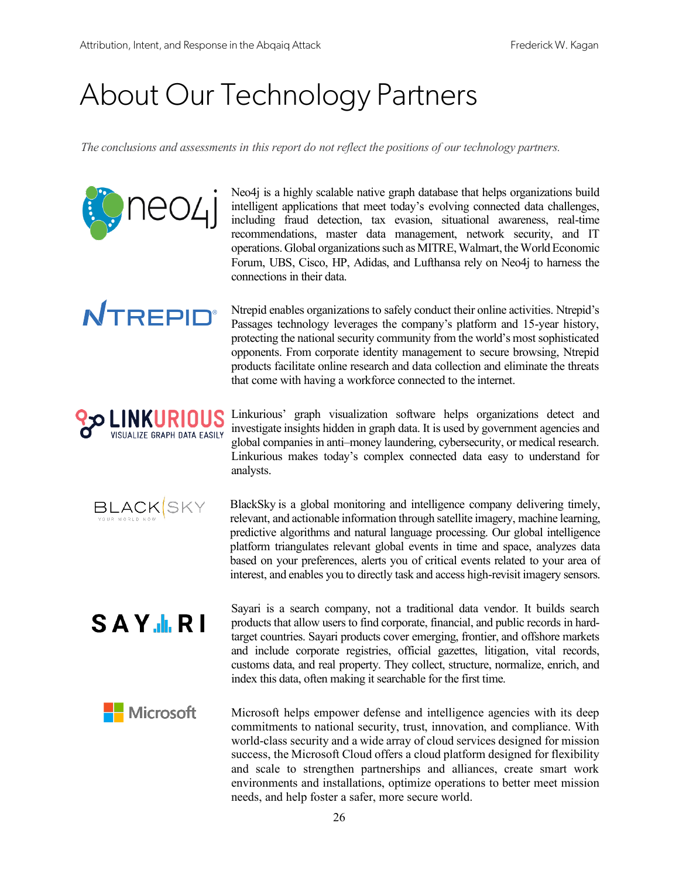# About Our Technology Partners

*The conclusions and assessments in this report do not reflect the positions of our technology partners.*

Neo4j is a highly scalable native graph database that helps organizations build intelligent applications that meet today's evolving connected data challenges, including fraud detection, tax evasion, situational awareness, real-time recommendations, master data management, network security, and IT operations. Global organizations such as MITRE, Walmart, the World Economic Forum, UBS, Cisco, HP, Adidas, and Lufthansa rely on Neo4j to harness the connections in their data.

Ntrepid enables organizations to safely conduct their online activities. Ntrepid's Passages technology leverages the company's platform and 15-year history, protecting the national security community from the world's most sophisticated opponents. From corporate identity management to secure browsing, Ntrepid products facilitate online research and data collection and eliminate the threats that come with having a workforce connected to the internet.

Linkurious' graph visualization software helps organizations detect and investigate insights hidden in graph data. It is used by government agencies and global companies in anti–money laundering, cybersecurity, or medical research. Linkurious makes today's complex connected data easy to understand for analysts.

BlackSky is a global monitoring and intelligence company delivering timely, relevant, and actionable information through satellite imagery, machine learning, predictive algorithms and natural language processing. Our global intelligence platform triangulates relevant global events in time and space, analyzes data based on your preferences, alerts you of critical events related to your area of interest, and enables you to directly task and access high-revisit imagery sensors.

Sayari is a search company, not a traditional data vendor. It builds search products that allow users to find corporate, financial, and public records in hard-target countries. Sayari products cover emerging, frontier, and offshore markets and include corporate registries, official gazettes, litigation, vital records, customs data, and real property. They collect, structure, normalize, enrich, and index this data, often making it searchable for the first time.

Microsoft helps empower defense and intelligence agencies with its deep commitments to national security, trust, innovation, and compliance. With world-class security and a wide array of cloud services designed for mission success, the Microsoft Cloud offers a cloud platform designed for flexibility and scale to strengthen partnerships and alliances, create smart work environments and installations, optimize operations to better meet mission needs, and help foster a safer, more secure world.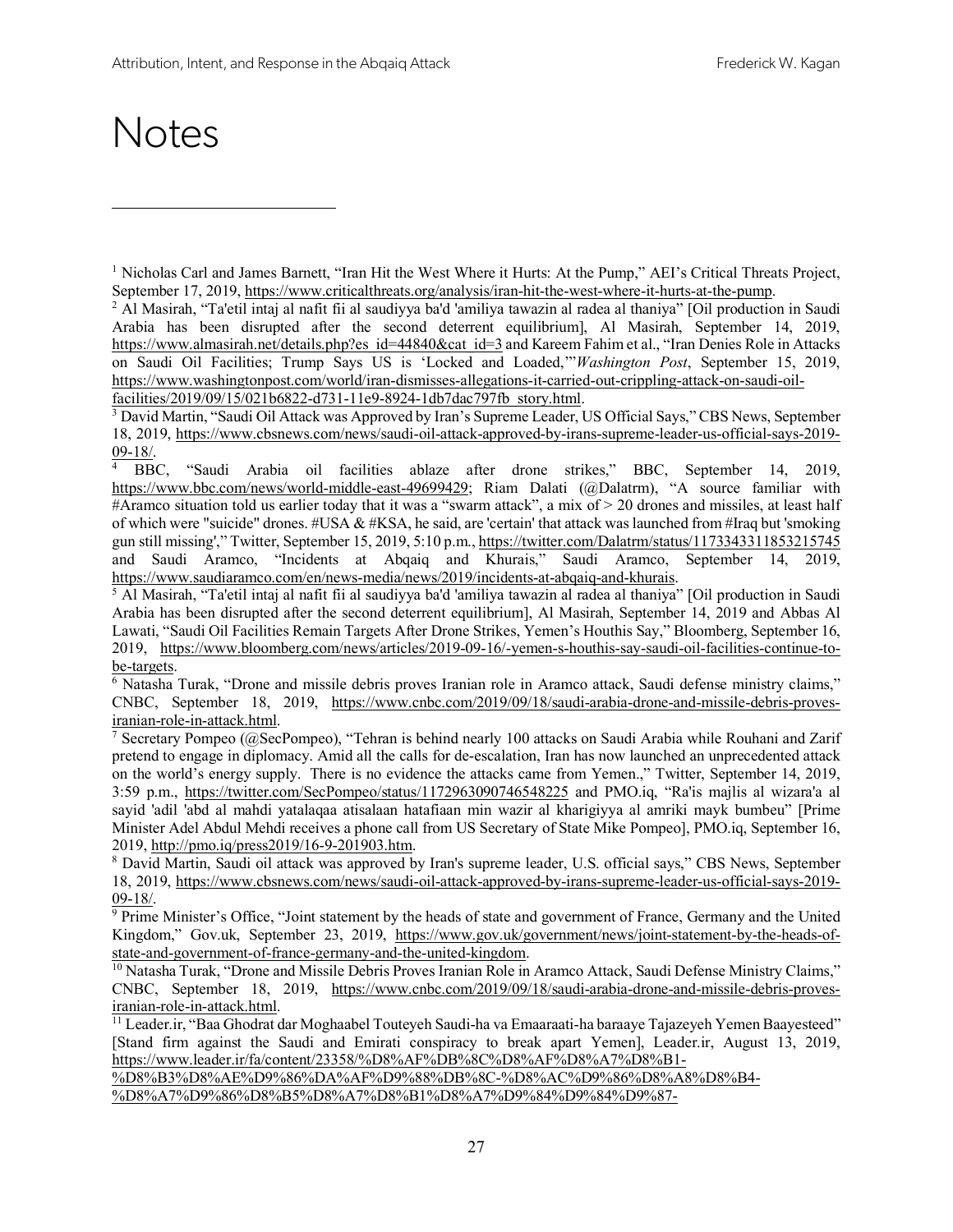# Notes

[1] Nicholas Carl and James Barnett, "Iran Hit the West Where it Hurts: At the Pump," AEI's Critical Threats Project, September 17, 2019, https://www.criticalthreats.org/analysis/iran-hit-the-west-where-it-hurts-at-the-pump.

[2] Al Masirah, "Ta'etil intaj al nafit fii al saudiyya ba'd 'amiliya tawazin al radea al thaniya" [Oil production in Saudi Arabia has been disrupted after the second deterrent equilibrium], Al Masirah, September 14, 2019, https://www.almasirah.net/details.php?es_id=44840&cat_id=3 and Kareem Fahim et al., "Iran Denies Role in Attacks on Saudi Oil Facilities; Trump Says US is 'Locked and Loaded,'" *Washington Post*, September 15, 2019, https://www.washingtonpost.com/world/iran-dismisses-allegations-it-carried-out-crippling-attack-on-saudi-oil-facilities/2019/09/15/021b6822-d731-11e9-8924-1db7dac797fb_story.html.

[3] David Martin, "Saudi Oil Attack was Approved by Iran's Supreme Leader, US Official Says," CBS News, September 18, 2019, https://www.cbsnews.com/news/saudi-oil-attack-approved-by-irans-supreme-leader-us-official-says-2019-09-18/.

[4] BBC, "Saudi Arabia oil facilities ablaze after drone strikes," BBC, September 14, 2019, https://www.bbc.com/news/world-middle-east-49699429; Riam Dalati (@Dalatrm), "A source familiar with #Aramco situation told us earlier today that it was a "swarm attack", a mix of > 20 drones and missiles, at least half of which were "suicide" drones. #USA & #KSA, he said, are 'certain' that attack was launched from #Iraq but 'smoking gun still missing'," Twitter, September 15, 2019, 5:10 p.m., https://twitter.com/Dalatrm/status/1173343311853215745 and Saudi Aramco, "Incidents at Abqaiq and Khurais," Saudi Aramco, September 14, 2019, https://www.saudiaramco.com/en/news-media/news/2019/incidents-at-abqaiq-and-khurais.

[5] Al Masirah, "Ta'etil intaj al nafit fii al saudiyya ba'd 'amiliya tawazin al radea al thaniya" [Oil production in Saudi Arabia has been disrupted after the second deterrent equilibrium], Al Masirah, September 14, 2019 and Abbas Al Lawati, "Saudi Oil Facilities Remain Targets After Drone Strikes, Yemen's Houthis Say," Bloomberg, September 16, 2019, https://www.bloomberg.com/news/articles/2019-09-16/-yemen-s-houthis-say-saudi-oil-facilities-continue-to-be-targets.

[6] Natasha Turak, "Drone and missile debris proves Iranian role in Aramco attack, Saudi defense ministry claims," CNBC, September 18, 2019, https://www.cnbc.com/2019/09/18/saudi-arabia-drone-and-missile-debris-proves-iranian-role-in-attack.html.

[7] Secretary Pompeo (@SecPompeo), "Tehran is behind nearly 100 attacks on Saudi Arabia while Rouhani and Zarif pretend to engage in diplomacy. Amid all the calls for de-escalation, Iran has now launched an unprecedented attack on the world's energy supply. There is no evidence the attacks came from Yemen.," Twitter, September 14, 2019, 3:59 p.m., https://twitter.com/SecPompeo/status/1172963090746548225 and PMO.iq, "Ra'is majlis al wizara'a al sayid 'adil 'abd al mahdi yatalaqaa atisalaan hatafiaan min wazir al kharigiyya al amriki mayk bumbeu" [Prime Minister Adel Abdul Mehdi receives a phone call from US Secretary of State Mike Pompeo], PMO.iq, September 16, 2019, http://pmo.iq/press2019/16-9-201903.htm.

[8] David Martin, Saudi oil attack was approved by Iran's supreme leader, U.S. official says," CBS News, September 18, 2019, https://www.cbsnews.com/news/saudi-oil-attack-approved-by-irans-supreme-leader-us-official-says-2019-09-18/.

[9] Prime Minister's Office, "Joint statement by the heads of state and government of France, Germany and the United Kingdom," Gov.uk, September 23, 2019, https://www.gov.uk/government/news/joint-statement-by-the-heads-of-state-and-government-of-france-germany-and-the-united-kingdom.

[10] Natasha Turak, "Drone and Missile Debris Proves Iranian Role in Aramco Attack, Saudi Defense Ministry Claims," CNBC, September 18, 2019, https://www.cnbc.com/2019/09/18/saudi-arabia-drone-and-missile-debris-proves-iranian-role-in-attack.html.

[11] Leader.ir, "Baa Ghodrat dar Moghaabel Touteyeh Saudi-ha va Emaaraati-ha baraaye Tajazeyeh Yemen Baayesteed" [Stand firm against the Saudi and Emirati conspiracy to break apart Yemen], Leader.ir, August 13, 2019, https://www.leader.ir/fa/content/23358/%D8%AF%DB%8C%D8%AF%D8%A7%D8%B1-%D8%B3%D8%AE%D9%86%DA%AF%D9%88%DB%8C-%D8%AC%D9%86%D8%A8%D8%B4-%D8%A7%D9%86%D8%B5%D8%A7%D8%B1%D8%A7%D9%84%D9%84%D9%87-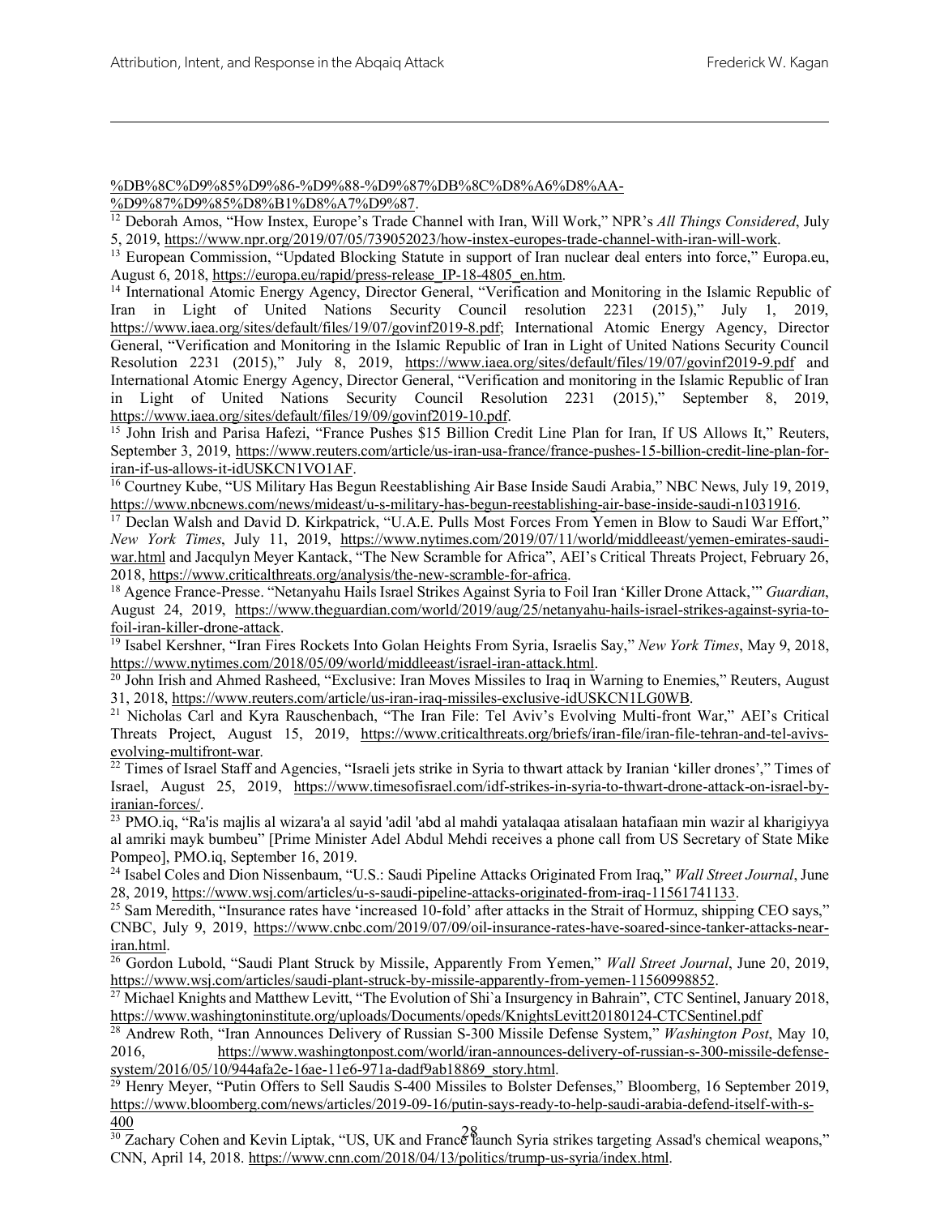%DB%8C%D9%85%D9%86-%D9%88-%D9%87%DB%8C%D8%A6%D8%AA-%D9%87%D9%85%D8%B1%D8%A7%D9%87.

[12] Deborah Amos, "How Instex, Europe's Trade Channel with Iran, Will Work," NPR's *All Things Considered*, July 5, 2019, https://www.npr.org/2019/07/05/739052023/how-instex-europes-trade-channel-with-iran-will-work.

[13] European Commission, "Updated Blocking Statute in support of Iran nuclear deal enters into force," Europa.eu, August 6, 2018, https://europa.eu/rapid/press-release_IP-18-4805_en.htm.

[14] International Atomic Energy Agency, Director General, "Verification and Monitoring in the Islamic Republic of Iran in Light of United Nations Security Council resolution 2231 (2015)," July 1, 2019, https://www.iaea.org/sites/default/files/19/07/govinf2019-8.pdf; International Atomic Energy Agency, Director General, "Verification and Monitoring in the Islamic Republic of Iran in Light of United Nations Security Council Resolution 2231 (2015)," July 8, 2019, https://www.iaea.org/sites/default/files/19/07/govinf2019-9.pdf and International Atomic Energy Agency, Director General, "Verification and monitoring in the Islamic Republic of Iran in Light of United Nations Security Council Resolution 2231 (2015)," September 8, 2019, https://www.iaea.org/sites/default/files/19/09/govinf2019-10.pdf.

[15] John Irish and Parisa Hafezi, "France Pushes $15 Billion Credit Line Plan for Iran, If US Allows It," Reuters, September 3, 2019, https://www.reuters.com/article/us-iran-usa-france/france-pushes-15-billion-credit-line-plan-for-iran-if-us-allows-it-idUSKCN1VO1AF.

[16] Courtney Kube, "US Military Has Begun Reestablishing Air Base Inside Saudi Arabia," NBC News, July 19, 2019, https://www.nbcnews.com/news/mideast/u-s-military-has-begun-reestablishing-air-base-inside-saudi-n1031916.

[17] Declan Walsh and David D. Kirkpatrick, "U.A.E. Pulls Most Forces From Yemen in Blow to Saudi War Effort," *New York Times*, July 11, 2019, https://www.nytimes.com/2019/07/11/world/middleeast/yemen-emirates-saudi-war.html and Jacqulyn Meyer Kantack, "The New Scramble for Africa", AEI's Critical Threats Project, February 26, 2018, https://www.criticalthreats.org/analysis/the-new-scramble-for-africa.

[18] Agence France-Presse. "Netanyahu Hails Israel Strikes Against Syria to Foil Iran 'Killer Drone Attack,'" *Guardian*, August 24, 2019, https://www.theguardian.com/world/2019/aug/25/netanyahu-hails-israel-strikes-against-syria-to-foil-iran-killer-drone-attack.

[19] Isabel Kershner, "Iran Fires Rockets Into Golan Heights From Syria, Israelis Say," *New York Times*, May 9, 2018, https://www.nytimes.com/2018/05/09/world/middleeast/israel-iran-attack.html.

[20] John Irish and Ahmed Rasheed, "Exclusive: Iran Moves Missiles to Iraq in Warning to Enemies," Reuters, August 31, 2018, https://www.reuters.com/article/us-iran-iraq-missiles-exclusive-idUSKCN1LG0WB.

[21] Nicholas Carl and Kyra Rauschenbach, "The Iran File: Tel Aviv's Evolving Multi-front War," AEI's Critical Threats Project, August 15, 2019, https://www.criticalthreats.org/briefs/iran-file/iran-file-tehran-and-tel-avivs-evolving-multifront-war.

[22] Times of Israel Staff and Agencies, "Israeli jets strike in Syria to thwart attack by Iranian 'killer drones'," Times of Israel, August 25, 2019, https://www.timesofisrael.com/idf-strikes-in-syria-to-thwart-drone-attack-on-israel-by-iranian-forces/.

[23] PMO.iq, "Ra'is majlis al wizara'a al sayid 'adil 'abd al mahdi yatalaqaa atisalaan hatafiaan min wazir al kharigiyya al amriki mayk bumbeu" [Prime Minister Adel Abdul Mehdi receives a phone call from US Secretary of State Mike Pompeo], PMO.iq, September 16, 2019.

[24] Isabel Coles and Dion Nissenbaum, "U.S.: Saudi Pipeline Attacks Originated From Iraq," *Wall Street Journal*, June 28, 2019, https://www.wsj.com/articles/u-s-saudi-pipeline-attacks-originated-from-iraq-11561741133.

[25] Sam Meredith, "Insurance rates have 'increased 10-fold' after attacks in the Strait of Hormuz, shipping CEO says," CNBC, July 9, 2019, https://www.cnbc.com/2019/07/09/oil-insurance-rates-have-soared-since-tanker-attacks-near-iran.html.

[26] Gordon Lubold, "Saudi Plant Struck by Missile, Apparently From Yemen," *Wall Street Journal*, June 20, 2019, https://www.wsj.com/articles/saudi-plant-struck-by-missile-apparently-from-yemen-11560998852.

[27] Michael Knights and Matthew Levitt, "The Evolution of Shi`a Insurgency in Bahrain", CTC Sentinel, January 2018, https://www.washingtoninstitute.org/uploads/Documents/opeds/KnightsLevitt20180124-CTCSentinel.pdf

[28] Andrew Roth, "Iran Announces Delivery of Russian S-300 Missile Defense System," *Washington Post*, May 10, 2016, https://www.washingtonpost.com/world/iran-announces-delivery-of-russian-s-300-missile-defense-system/2016/05/10/944afa2e-16ae-11e6-971a-dadf9ab18869_story.html.

[29] Henry Meyer, "Putin Offers to Sell Saudis S-400 Missiles to Bolster Defenses," Bloomberg, 16 September 2019, https://www.bloomberg.com/news/articles/2019-09-16/putin-says-ready-to-help-saudi-arabia-defend-itself-with-s-400

[30] Zachary Cohen and Kevin Liptak, "US, UK and France launch Syria strikes targeting Assad's chemical weapons," CNN, April 14, 2018. https://www.cnn.com/2018/04/13/politics/trump-us-syria/index.html.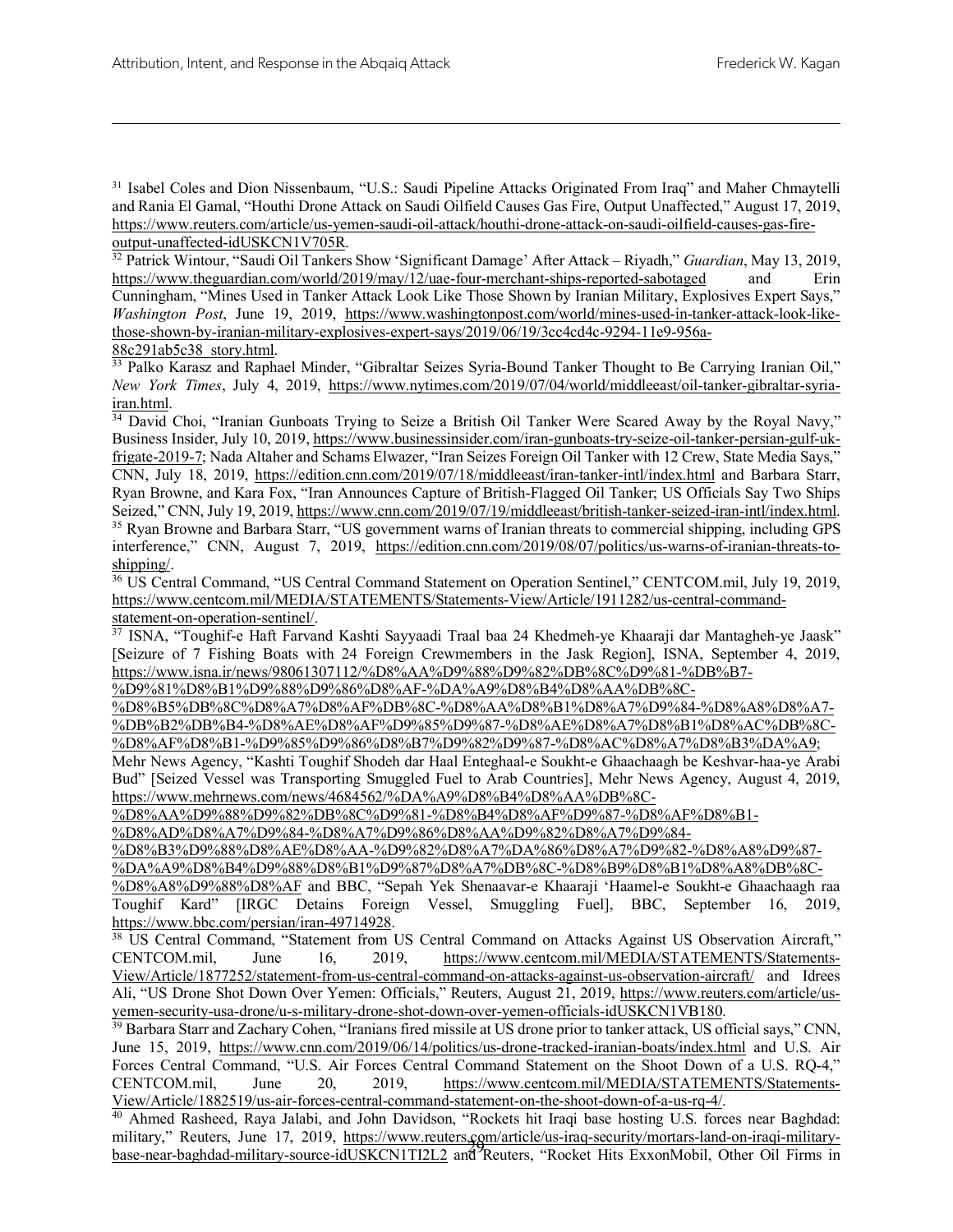[31] Isabel Coles and Dion Nissenbaum, "U.S.: Saudi Pipeline Attacks Originated From Iraq" and Maher Chmaytelli and Rania El Gamal, "Houthi Drone Attack on Saudi Oilfield Causes Gas Fire, Output Unaffected," August 17, 2019, https://www.reuters.com/article/us-yemen-saudi-oil-attack/houthi-drone-attack-on-saudi-oilfield-causes-gas-fire-output-unaffected-idUSKCN1V705R.

[32] Patrick Wintour, "Saudi Oil Tankers Show 'Significant Damage' After Attack – Riyadh," *Guardian*, May 13, 2019, https://www.theguardian.com/world/2019/may/12/uae-four-merchant-ships-reported-sabotaged and Erin Cunningham, "Mines Used in Tanker Attack Look Like Those Shown by Iranian Military, Explosives Expert Says," *Washington Post*, June 19, 2019, https://www.washingtonpost.com/world/mines-used-in-tanker-attack-look-like-those-shown-by-iranian-military-explosives-expert-says/2019/06/19/3cc4cd4c-9294-11e9-956a-88c291ab5c38_story.html.

[33] Palko Karasz and Raphael Minder, "Gibraltar Seizes Syria-Bound Tanker Thought to Be Carrying Iranian Oil," *New York Times*, July 4, 2019, https://www.nytimes.com/2019/07/04/world/middleeast/oil-tanker-gibraltar-syria-iran.html.

[34] David Choi, "Iranian Gunboats Trying to Seize a British Oil Tanker Were Scared Away by the Royal Navy," Business Insider, July 10, 2019, https://www.businessinsider.com/iran-gunboats-try-seize-oil-tanker-persian-gulf-uk-frigate-2019-7; Nada Altaher and Schams Elwazer, "Iran Seizes Foreign Oil Tanker with 12 Crew, State Media Says," CNN, July 18, 2019, https://edition.cnn.com/2019/07/18/middleeast/iran-tanker-intl/index.html and Barbara Starr, Ryan Browne, and Kara Fox, "Iran Announces Capture of British-Flagged Oil Tanker; US Officials Say Two Ships Seized," CNN, July 19, 2019, https://www.cnn.com/2019/07/19/middleeast/british-tanker-seized-iran-intl/index.html.

[35] Ryan Browne and Barbara Starr, "US government warns of Iranian threats to commercial shipping, including GPS interference," CNN, August 7, 2019, https://edition.cnn.com/2019/08/07/politics/us-warns-of-iranian-threats-to-shipping/.

[36] US Central Command, "US Central Command Statement on Operation Sentinel," CENTCOM.mil, July 19, 2019, https://www.centcom.mil/MEDIA/STATEMENTS/Statements-View/Article/1911282/us-central-command-statement-on-operation-sentinel/.

[37] ISNA, "Toughif-e Haft Farvand Kashti Sayyaadi Traal baa 24 Khedmeh-ye Khaaraji dar Mantagheh-ye Jaask" [Seizure of 7 Fishing Boats with 24 Foreign Crewmembers in the Jask Region], ISNA, September 4, 2019, https://www.isna.ir/news/98061307112/%D8%AA%D9%88%D9%82%DB%8C%D9%81-%DB%B7-%D9%81%D8%B1%D9%88%D9%86%D8%AF-%DA%A9%D8%B4%D8%AA%DB%8C-%D8%B5%DB%8C%D8%A7%D8%AF%DB%8C-%D8%AA%D8%B1%D8%A7%D9%84-%D8%A8%D8%A7-%DB%B2%DB%B4-%D8%AE%D8%AF%D9%85%D9%87-%D8%AE%D8%A7%D8%B1%D8%AC%DB%8C-%D8%AF%D8%B1-%D9%85%D9%86%D8%B7%D9%82%D9%87-%D8%AC%D8%A7%D8%B3%DA%A9; Mehr News Agency, "Kashti Toughif Shodeh dar Haal Enteghaal-e Soukht-e Ghaachaagh be Keshvar-haa-ye Arabi Bud" [Seized Vessel was Transporting Smuggled Fuel to Arab Countries], Mehr News Agency, August 4, 2019, https://www.mehrnews.com/news/4684562/%DA%A9%D8%B4%D8%AA%DB%8C-%D8%AA%D9%88%D9%82%DB%8C%D9%81-%D8%B4%D8%AF%D9%87-%D8%AF%D8%B1-%D8%AD%D8%A7%D9%84-%D8%A7%D9%86%D8%AA%D9%82%D8%A7%D9%84-%D8%B3%D9%88%D8%AE%D8%AA-%D9%82%D8%A7%DA%86%D8%A7%D9%82-%D8%A8%D9%87-%DA%A9%D8%B4%D9%88%D8%B1%D9%87%D8%A7%DB%8C-%D8%B9%D8%B1%D8%A8%DB%8C-%D8%A8%D9%88%D8%AF and BBC, "Sepah Yek Shenaavar-e Khaaraji 'Haamel-e Soukht-e Ghaachaagh raa Toughif Kard" [IRGC Detains Foreign Vessel, Smuggling Fuel], BBC, September 16, 2019, https://www.bbc.com/persian/iran-49714928.

[38] US Central Command, "Statement from US Central Command on Attacks Against US Observation Aircraft," CENTCOM.mil, June 16, 2019, https://www.centcom.mil/MEDIA/STATEMENTS/Statements-View/Article/1877252/statement-from-us-central-command-on-attacks-against-us-observation-aircraft/ and Idrees Ali, "US Drone Shot Down Over Yemen: Officials," Reuters, August 21, 2019, https://www.reuters.com/article/us-yemen-security-usa-drone/u-s-military-drone-shot-down-over-yemen-officials-idUSKCN1VB180.

[39] Barbara Starr and Zachary Cohen, "Iranians fired missile at US drone prior to tanker attack, US official says," CNN, June 15, 2019, https://www.cnn.com/2019/06/14/politics/us-drone-tracked-iranian-boats/index.html and U.S. Air Forces Central Command, "U.S. Air Forces Central Command Statement on the Shoot Down of a U.S. RQ-4," CENTCOM.mil, June 20, 2019, https://www.centcom.mil/MEDIA/STATEMENTS/Statements-View/Article/1882519/us-air-forces-central-command-statement-on-the-shoot-down-of-a-us-rq-4/.

[40] Ahmed Rasheed, Raya Jalabi, and John Davidson, "Rockets hit Iraqi base hosting U.S. forces near Baghdad: military," Reuters, June 17, 2019, https://www.reuters.com/article/us-iraq-security/mortars-land-on-iraqi-military-base-near-baghdad-military-source-idUSKCN1TI2L2 and Reuters, "Rocket Hits ExxonMobil, Other Oil Firms in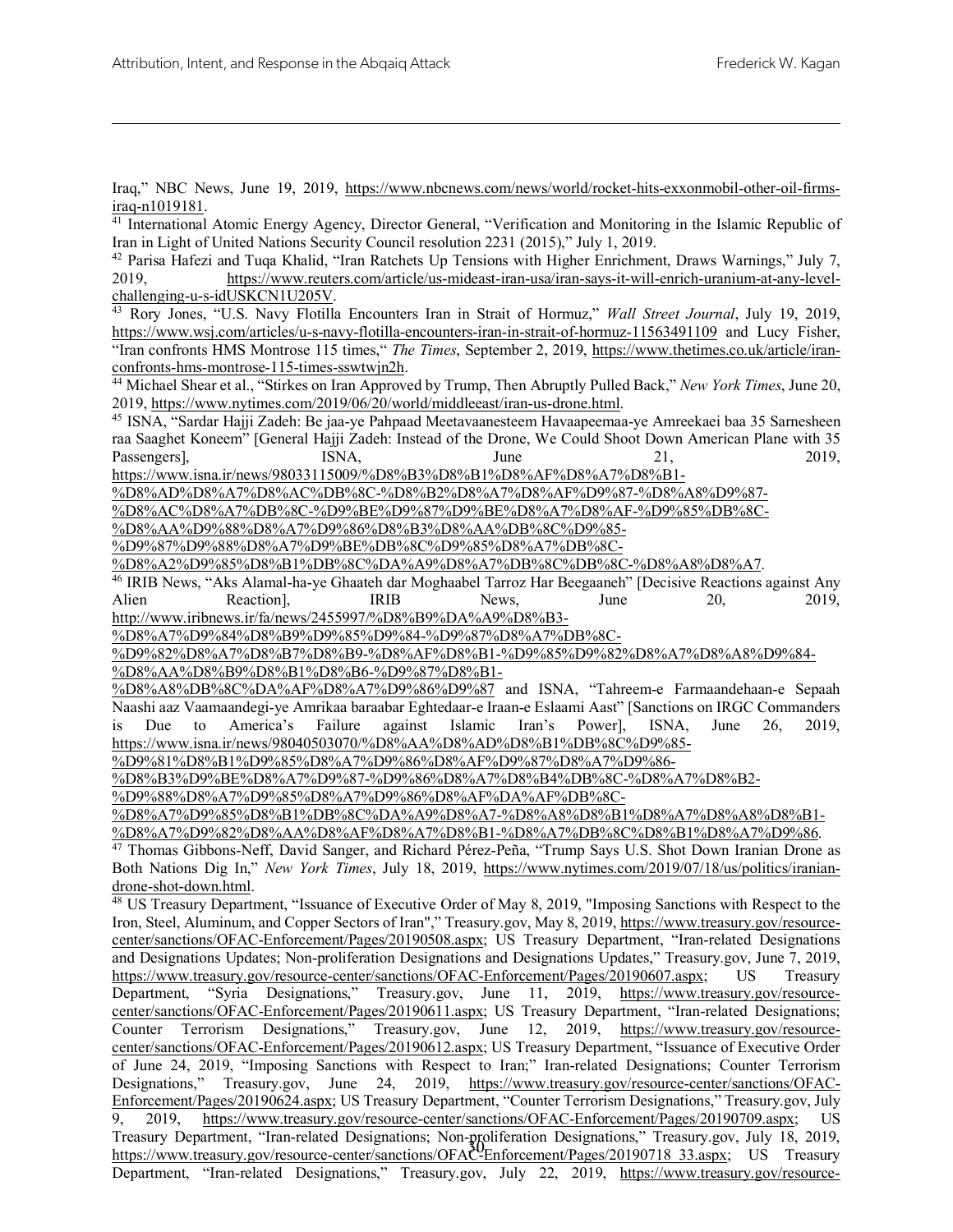Iraq," NBC News, June 19, 2019, https://www.nbcnews.com/news/world/rocket-hits-exxonmobil-other-oil-firms-iraq-n1019181.

[41] International Atomic Energy Agency, Director General, "Verification and Monitoring in the Islamic Republic of Iran in Light of United Nations Security Council resolution 2231 (2015)," July 1, 2019.

[42] Parisa Hafezi and Tuqa Khalid, "Iran Ratchets Up Tensions with Higher Enrichment, Draws Warnings," July 7, 2019, https://www.reuters.com/article/us-mideast-iran-usa/iran-says-it-will-enrich-uranium-at-any-level-challenging-u-s-idUSKCN1U205V.

[43] Rory Jones, "U.S. Navy Flotilla Encounters Iran in Strait of Hormuz," *Wall Street Journal*, July 19, 2019, https://www.wsj.com/articles/u-s-navy-flotilla-encounters-iran-in-strait-of-hormuz-11563491109 and Lucy Fisher, "Iran confronts HMS Montrose 115 times," *The Times*, September 2, 2019, https://www.thetimes.co.uk/article/iran-confronts-hms-montrose-115-times-sswtwjn2h.

[44] Michael Shear et al., "Stirkes on Iran Approved by Trump, Then Abruptly Pulled Back," *New York Times*, June 20, 2019, https://www.nytimes.com/2019/06/20/world/middleeast/iran-us-drone.html.

[45] ISNA, "Sardar Hajji Zadeh: Be jaa-ye Pahpaad Meetavaanesteem Havaapeemaa-ye Amreekaei baa 35 Sarnesheen raa Saaghet Koneem" [General Hajji Zadeh: Instead of the Drone, We Could Shoot Down American Plane with 35 Passengers], ISNA, June 21, 2019, https://www.isna.ir/news/98033115009/%D8%B3%D8%B1%D8%AF%D8%A7%D8%B1-%D8%AD%D8%A7%D8%AC%DB%8C-%D8%B2%D8%A7%D8%AF%D9%87-%D8%A8%D9%87-%D8%AC%D8%A7%DB%8C-%D9%BE%D9%87%D9%BE%D8%A7%D8%AF-%D9%85%DB%8C-%D8%AA%D9%88%D8%A7%D9%86%D8%B3%D8%AA%DB%8C%D9%85-%D9%87%D9%88%D8%A7%D9%BE%DB%8C%D9%85%D8%A7%DB%8C-%D8%A2%D9%85%D8%B1%DB%8C%DA%A9%D8%A7%DB%8C%DB%8C-%D8%A8%D8%A7.

[46] IRIB News, "Aks Alamal-ha-ye Ghaateh dar Moghaabel Tarroz Har Beegaaneh" [Decisive Reactions against Any Alien Reaction], IRIB News, June 20, 2019, http://www.iribnews.ir/fa/news/2455997/%D8%B9%DA%A9%D8%B3-%D8%A7%D9%84%D8%B9%D9%85%D9%84-%D9%87%D8%A7%DB%8C-%D9%82%D8%A7%D8%B7%D8%B9-%D8%AF%D8%B1-%D9%85%D9%82%D8%A7%D8%A8%D9%84-%D8%AA%D8%B9%D8%B1%D8%B6-%D9%87%D8%B1-%D8%A8%DB%8C%DA%AF%D8%A7%D9%86%D9%87 and ISNA, "Tahreem-e Farmaandehaan-e Sepaah Naashi aaz Vaamaandegi-ye Amrikaa baraabar Eghtedaar-e Iraan-e Eslaami Aast" [Sanctions on IRGC Commanders is Due to America's Failure against Islamic Iran's Power], ISNA, June 26, 2019, https://www.isna.ir/news/98040503070/%D8%AA%D8%AD%D8%B1%DB%8C%D9%85-%D9%81%D8%B1%D9%85%D8%A7%D9%86%D8%AF%D9%87%D8%A7%D9%86-%D8%B3%D9%BE%D8%A7%D9%87-%D9%86%D8%A7%D8%B4%DB%8C-%D8%A7%D8%B2-%D9%88%D8%A7%D9%85%D8%A7%D9%86%D8%AF%DA%AF%DB%8C-%D8%A7%D9%85%D8%B1%DB%8C%DA%A9%D8%A7-%D8%A8%D8%B1%D8%A7%D8%A8%D8%B1-%D8%A7%D9%82%D8%AA%D8%AF%D8%A7%D8%B1-%D8%A7%DB%8C%D8%B1%D8%A7%D9%86.

[47] Thomas Gibbons-Neff, David Sanger, and Richard Pérez-Peña, "Trump Says U.S. Shot Down Iranian Drone as Both Nations Dig In," *New York Times*, July 18, 2019, https://www.nytimes.com/2019/07/18/us/politics/iranian-drone-shot-down.html.

[48] US Treasury Department, "Issuance of Executive Order of May 8, 2019, "Imposing Sanctions with Respect to the Iron, Steel, Aluminum, and Copper Sectors of Iran"," Treasury.gov, May 8, 2019, https://www.treasury.gov/resource-center/sanctions/OFAC-Enforcement/Pages/20190508.aspx; US Treasury Department, "Iran-related Designations and Designations Updates; Non-proliferation Designations and Designations Updates," Treasury.gov, June 7, 2019, https://www.treasury.gov/resource-center/sanctions/OFAC-Enforcement/Pages/20190607.aspx; US Treasury Department, "Syria Designations," Treasury.gov, June 11, 2019, https://www.treasury.gov/resource-center/sanctions/OFAC-Enforcement/Pages/20190611.aspx; US Treasury Department, "Iran-related Designations; Counter Terrorism Designations," Treasury.gov, June 12, 2019, https://www.treasury.gov/resource-center/sanctions/OFAC-Enforcement/Pages/20190612.aspx; US Treasury Department, "Issuance of Executive Order of June 24, 2019, "Imposing Sanctions with Respect to Iran;" Iran-related Designations; Counter Terrorism Designations," Treasury.gov, June 24, 2019, https://www.treasury.gov/resource-center/sanctions/OFAC-Enforcement/Pages/20190624.aspx; US Treasury Department, "Counter Terrorism Designations," Treasury.gov, July 9, 2019, https://www.treasury.gov/resource-center/sanctions/OFAC-Enforcement/Pages/20190709.aspx; US Treasury Department, "Iran-related Designations; Non-proliferation Designations," Treasury.gov, July 18, 2019, https://www.treasury.gov/resource-center/sanctions/OFAC-Enforcement/Pages/20190718_33.aspx; US Treasury Department, "Iran-related Designations," Treasury.gov, July 22, 2019, https://www.treasury.gov/resource-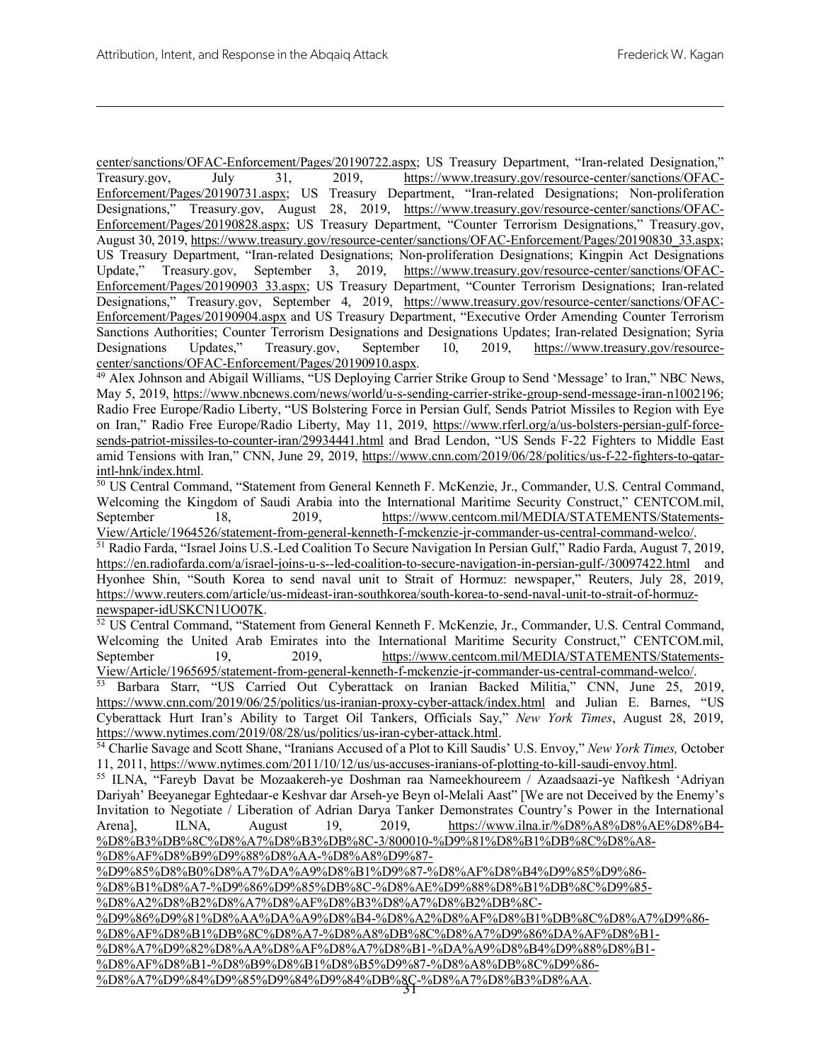center/sanctions/OFAC-Enforcement/Pages/20190722.aspx; US Treasury Department, "Iran-related Designation," Treasury.gov, July 31, 2019, https://www.treasury.gov/resource-center/sanctions/OFAC-Enforcement/Pages/20190731.aspx; US Treasury Department, "Iran-related Designations; Non-proliferation Designations," Treasury.gov, August 28, 2019, https://www.treasury.gov/resource-center/sanctions/OFAC-Enforcement/Pages/20190828.aspx; US Treasury Department, "Counter Terrorism Designations," Treasury.gov, August 30, 2019, https://www.treasury.gov/resource-center/sanctions/OFAC-Enforcement/Pages/20190830_33.aspx; US Treasury Department, "Iran-related Designations; Non-proliferation Designations; Kingpin Act Designations Update," Treasury.gov, September 3, 2019, https://www.treasury.gov/resource-center/sanctions/OFAC-Enforcement/Pages/20190903_33.aspx; US Treasury Department, "Counter Terrorism Designations; Iran-related Designations," Treasury.gov, September 4, 2019, https://www.treasury.gov/resource-center/sanctions/OFAC-Enforcement/Pages/20190904.aspx and US Treasury Department, "Executive Order Amending Counter Terrorism Sanctions Authorities; Counter Terrorism Designations and Designations Updates; Iran-related Designation; Syria Designations Updates," Treasury.gov, September 10, 2019, https://www.treasury.gov/resource-center/sanctions/OFAC-Enforcement/Pages/20190910.aspx.

[49] Alex Johnson and Abigail Williams, "US Deploying Carrier Strike Group to Send 'Message' to Iran," NBC News, May 5, 2019, https://www.nbcnews.com/news/world/u-s-sending-carrier-strike-group-send-message-iran-n1002196; Radio Free Europe/Radio Liberty, "US Bolstering Force in Persian Gulf, Sends Patriot Missiles to Region with Eye on Iran," Radio Free Europe/Radio Liberty, May 11, 2019, https://www.rferl.org/a/us-bolsters-persian-gulf-force-sends-patriot-missiles-to-counter-iran/29934441.html and Brad Lendon, "US Sends F-22 Fighters to Middle East amid Tensions with Iran," CNN, June 29, 2019, https://www.cnn.com/2019/06/28/politics/us-f-22-fighters-to-qatar-intl-hnk/index.html.

[50] US Central Command, "Statement from General Kenneth F. McKenzie, Jr., Commander, U.S. Central Command, Welcoming the Kingdom of Saudi Arabia into the International Maritime Security Construct," CENTCOM.mil, September 18, 2019, https://www.centcom.mil/MEDIA/STATEMENTS/Statements-View/Article/1964526/statement-from-general-kenneth-f-mckenzie-jr-commander-us-central-command-welco/.

[51] Radio Farda, "Israel Joins U.S.-Led Coalition To Secure Navigation In Persian Gulf," Radio Farda, August 7, 2019, https://en.radiofarda.com/a/israel-joins-u-s--led-coalition-to-secure-navigation-in-persian-gulf-/30097422.html and Hyonhee Shin, "South Korea to send naval unit to Strait of Hormuz: newspaper," Reuters, July 28, 2019, https://www.reuters.com/article/us-mideast-iran-southkorea/south-korea-to-send-naval-unit-to-strait-of-hormuz-newspaper-idUSKCN1UO07K.

[52] US Central Command, "Statement from General Kenneth F. McKenzie, Jr., Commander, U.S. Central Command, Welcoming the United Arab Emirates into the International Maritime Security Construct," CENTCOM.mil, September 19, 2019, https://www.centcom.mil/MEDIA/STATEMENTS/Statements-View/Article/1965695/statement-from-general-kenneth-f-mckenzie-jr-commander-us-central-command-welco/.

[53] Barbara Starr, "US Carried Out Cyberattack on Iranian Backed Militia," CNN, June 25, 2019, https://www.cnn.com/2019/06/25/politics/us-iranian-proxy-cyber-attack/index.html and Julian E. Barnes, "US Cyberattack Hurt Iran's Ability to Target Oil Tankers, Officials Say," *New York Times*, August 28, 2019, https://www.nytimes.com/2019/08/28/us/politics/us-iran-cyber-attack.html.

[54] Charlie Savage and Scott Shane, "Iranians Accused of a Plot to Kill Saudis' U.S. Envoy," *New York Times,* October 11, 2011, https://www.nytimes.com/2011/10/12/us/us-accuses-iranians-of-plotting-to-kill-saudi-envoy.html.

[55] ILNA, "Fareyb Davat be Mozaakereh-ye Doshman raa Nameekhoureem / Azaadsaazi-ye Naftkesh 'Adriyan Dariyah' Beeyanegar Eghtedaar-e Keshvar dar Arseh-ye Beyn ol-Melali Aast" [We are not Deceived by the Enemy's Invitation to Negotiate / Liberation of Adrian Darya Tanker Demonstrates Country's Power in the International Arena], ILNA, August 19, 2019, https://www.ilna.ir/%D8%A8%D8%AE%D8%B4-%D8%B3%DB%8C%D8%A7%D8%B3%DB%8C-3/800010-%D9%81%D8%B1%DB%8C%D8%A8-%D8%AF%D8%B9%D9%88%D8%AA-%D8%A8%D9%87-%D9%85%D8%B0%D8%A7%DA%A9%D8%B1%D9%87-%D8%AF%D8%B4%D9%85%D9%86-%D8%B1%D8%A7-%D9%86%D9%85%DB%8C-%D8%AE%D9%88%D8%B1%DB%8C%D9%85-%D8%A2%D8%B2%D8%A7%D8%AF%D8%B3%D8%A7%D8%B2%DB%8C-%D9%86%D9%81%D8%AA%DA%A9%D8%B4-%D8%A2%D8%AF%D8%B1%DB%8C%D8%A7%D9%86-%D8%AF%D8%B1%DB%8C%D8%A7-%D8%A8%DB%8C%D8%A7%D9%86%DA%AF%D8%B1-%D8%A7%D9%82%D8%AA%D8%AF%D8%A7%D8%B1-%DA%A9%D8%B4%D9%88%D8%B1-%D8%AF%D8%B1-%D8%B9%D8%B1%D8%B5%D9%87-%D8%A8%DB%8C%D9%86-%D8%A7%D9%84%D9%85%D9%84%D9%84%DB%8C-%D8%A7%D8%B3%D8%AA.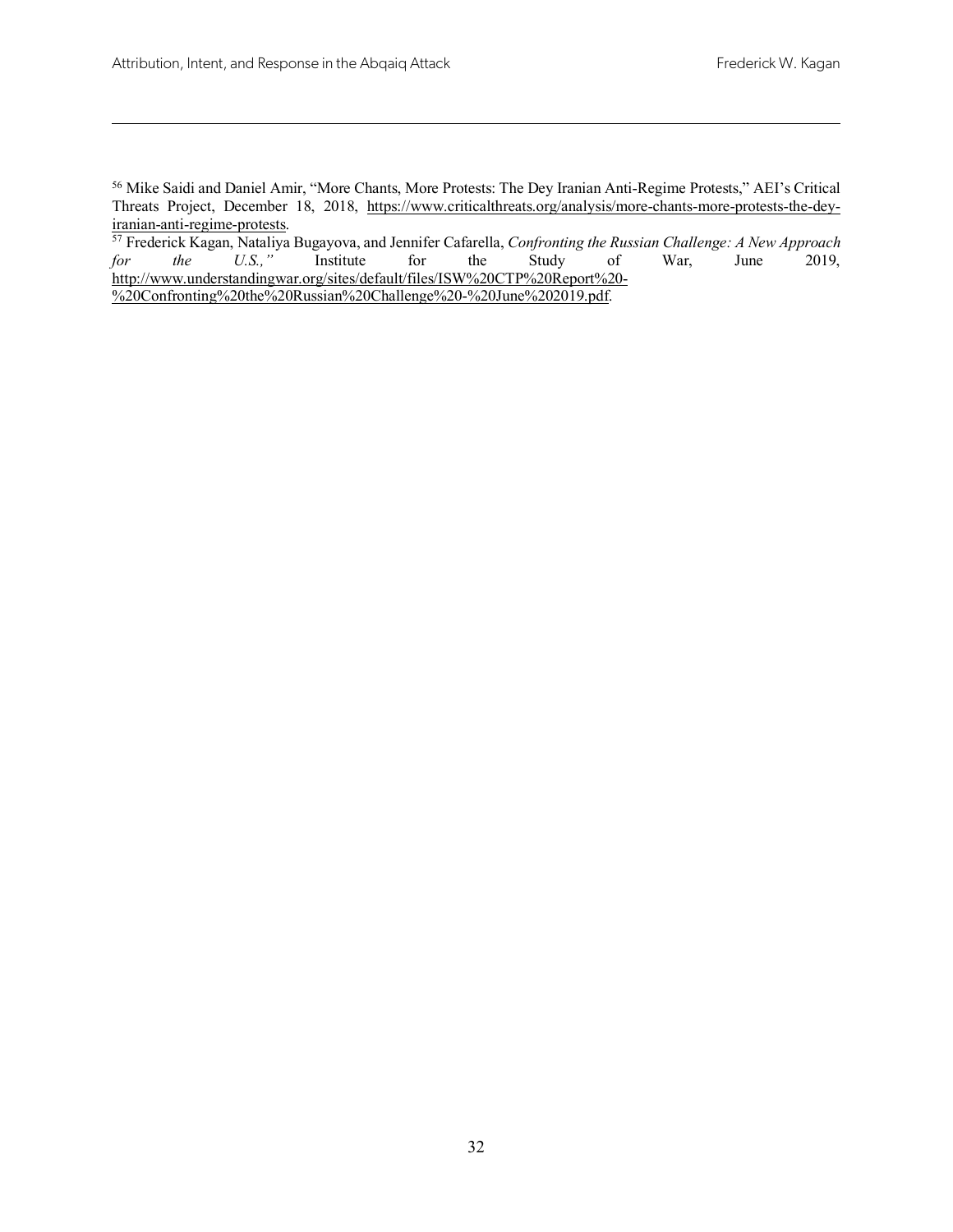[56] Mike Saidi and Daniel Amir, "More Chants, More Protests: The Dey Iranian Anti-Regime Protests," AEI's Critical Threats Project, December 18, 2018, https://www.criticalthreats.org/analysis/more-chants-more-protests-the-dey-iranian-anti-regime-protests.

[57] Frederick Kagan, Nataliya Bugayova, and Jennifer Cafarella, *Confronting the Russian Challenge: A New Approach for the U.S.,"* Institute for the Study of War, June 2019, http://www.understandingwar.org/sites/default/files/ISW%20CTP%20Report%20-%20Confronting%20the%20Russian%20Challenge%20-%20June%202019.pdf.